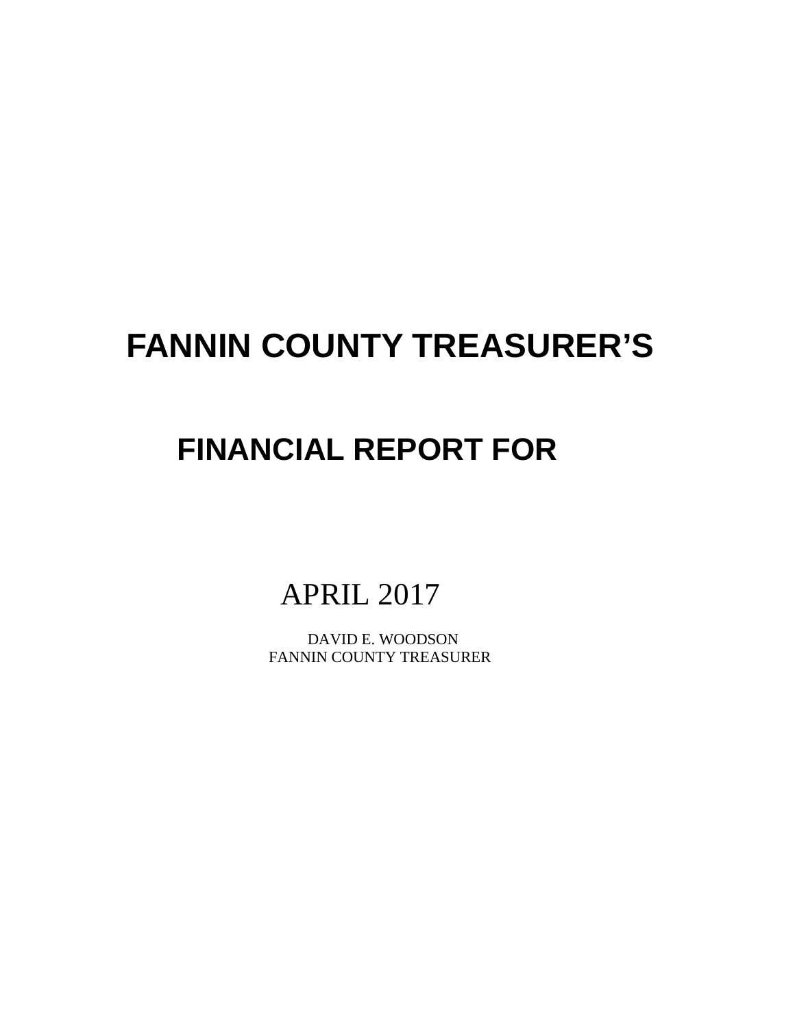# FANNIN COUNTY TREASURER'S

# FINANCIAL REPORT FOR

APRIL 2017

DAVID E. WOODSON
FANNIN COUNTY TREASURER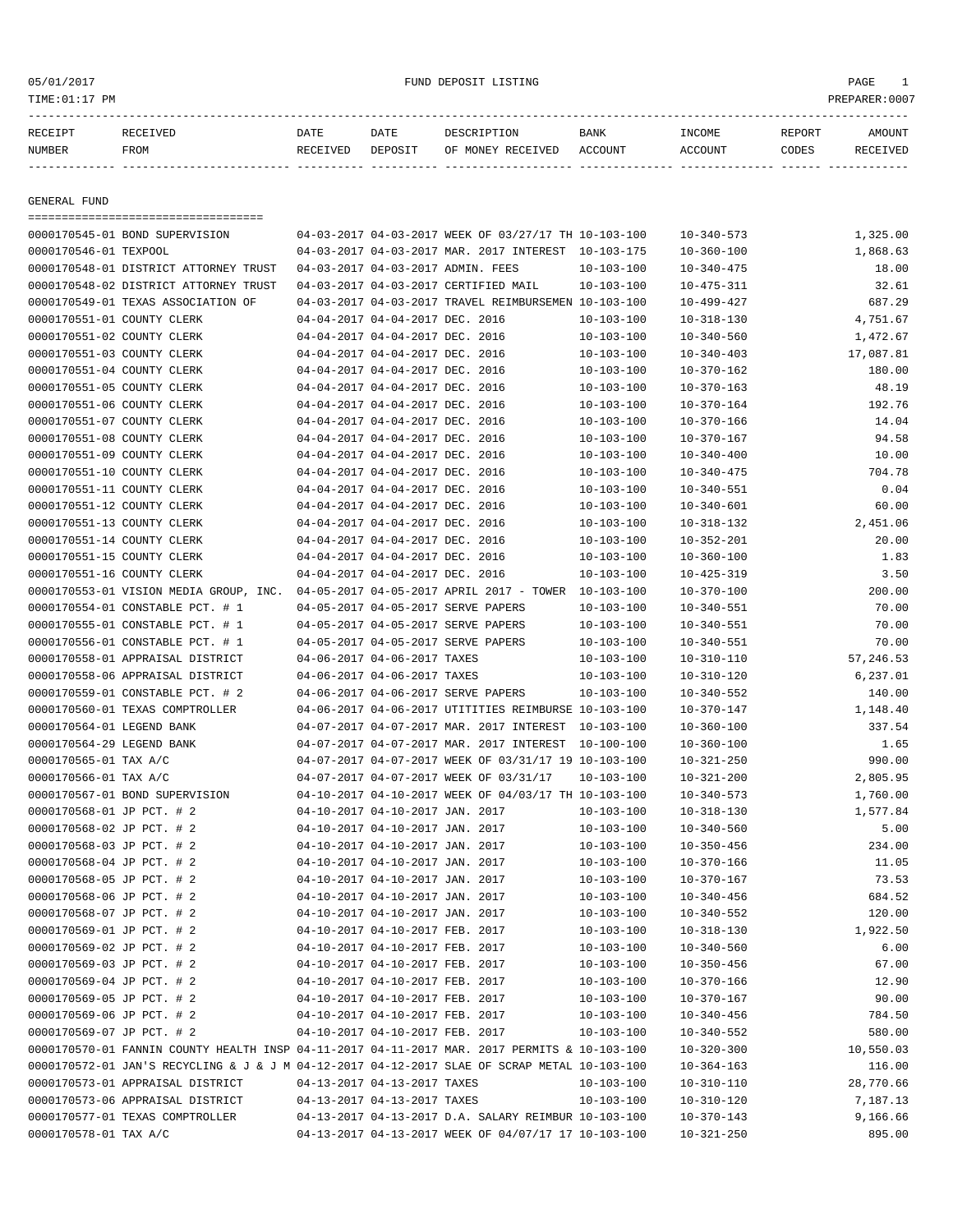05/01/2017 FUND DEPOSIT LISTING

TIME:01:17 PM PREPARER:0007

| RECEIPT NUMBER | RECEIVED FROM | DATE RECEIVED | DATE DEPOSIT | DESCRIPTION OF MONEY RECEIVED | BANK ACCOUNT | INCOME ACCOUNT | REPORT CODES | AMOUNT RECEIVED |
|---|---|---|---|---|---|---|---|---|

## GENERAL FUND

| RECEIPT NUMBER | RECEIVED FROM | DATE RECEIVED | DATE DEPOSIT | DESCRIPTION OF MONEY RECEIVED | BANK ACCOUNT | INCOME ACCOUNT | REPORT CODES | AMOUNT RECEIVED |
|---|---|---|---|---|---|---|---|---|
| 0000170545-01 | BOND SUPERVISION | 04-03-2017 | 04-03-2017 | WEEK OF 03/27/17 TH | 10-103-100 | 10-340-573 | | 1,325.00 |
| 0000170546-01 | TEXPOOL | 04-03-2017 | 04-03-2017 | MAR. 2017 INTEREST | 10-103-175 | 10-360-100 | | 1,868.63 |
| 0000170548-01 | DISTRICT ATTORNEY TRUST | 04-03-2017 | 04-03-2017 | ADMIN. FEES | 10-103-100 | 10-340-475 | | 18.00 |
| 0000170548-02 | DISTRICT ATTORNEY TRUST | 04-03-2017 | 04-03-2017 | CERTIFIED MAIL | 10-103-100 | 10-475-311 | | 32.61 |
| 0000170549-01 | TEXAS ASSOCIATION OF | 04-03-2017 | 04-03-2017 | TRAVEL REIMBURSEMEN | 10-103-100 | 10-499-427 | | 687.29 |
| 0000170551-01 | COUNTY CLERK | 04-04-2017 | 04-04-2017 | DEC. 2016 | 10-103-100 | 10-318-130 | | 4,751.67 |
| 0000170551-02 | COUNTY CLERK | 04-04-2017 | 04-04-2017 | DEC. 2016 | 10-103-100 | 10-340-560 | | 1,472.67 |
| 0000170551-03 | COUNTY CLERK | 04-04-2017 | 04-04-2017 | DEC. 2016 | 10-103-100 | 10-340-403 | | 17,087.81 |
| 0000170551-04 | COUNTY CLERK | 04-04-2017 | 04-04-2017 | DEC. 2016 | 10-103-100 | 10-370-162 | | 180.00 |
| 0000170551-05 | COUNTY CLERK | 04-04-2017 | 04-04-2017 | DEC. 2016 | 10-103-100 | 10-370-163 | | 48.19 |
| 0000170551-06 | COUNTY CLERK | 04-04-2017 | 04-04-2017 | DEC. 2016 | 10-103-100 | 10-370-164 | | 192.76 |
| 0000170551-07 | COUNTY CLERK | 04-04-2017 | 04-04-2017 | DEC. 2016 | 10-103-100 | 10-370-166 | | 14.04 |
| 0000170551-08 | COUNTY CLERK | 04-04-2017 | 04-04-2017 | DEC. 2016 | 10-103-100 | 10-370-167 | | 94.58 |
| 0000170551-09 | COUNTY CLERK | 04-04-2017 | 04-04-2017 | DEC. 2016 | 10-103-100 | 10-340-400 | | 10.00 |
| 0000170551-10 | COUNTY CLERK | 04-04-2017 | 04-04-2017 | DEC. 2016 | 10-103-100 | 10-340-475 | | 704.78 |
| 0000170551-11 | COUNTY CLERK | 04-04-2017 | 04-04-2017 | DEC. 2016 | 10-103-100 | 10-340-551 | | 0.04 |
| 0000170551-12 | COUNTY CLERK | 04-04-2017 | 04-04-2017 | DEC. 2016 | 10-103-100 | 10-340-601 | | 60.00 |
| 0000170551-13 | COUNTY CLERK | 04-04-2017 | 04-04-2017 | DEC. 2016 | 10-103-100 | 10-318-132 | | 2,451.06 |
| 0000170551-14 | COUNTY CLERK | 04-04-2017 | 04-04-2017 | DEC. 2016 | 10-103-100 | 10-352-201 | | 20.00 |
| 0000170551-15 | COUNTY CLERK | 04-04-2017 | 04-04-2017 | DEC. 2016 | 10-103-100 | 10-360-100 | | 1.83 |
| 0000170551-16 | COUNTY CLERK | 04-04-2017 | 04-04-2017 | DEC. 2016 | 10-103-100 | 10-425-319 | | 3.50 |
| 0000170553-01 | VISION MEDIA GROUP, INC. | 04-05-2017 | 04-05-2017 | APRIL 2017 - TOWER | 10-103-100 | 10-370-100 | | 200.00 |
| 0000170554-01 | CONSTABLE PCT. # 1 | 04-05-2017 | 04-05-2017 | SERVE PAPERS | 10-103-100 | 10-340-551 | | 70.00 |
| 0000170555-01 | CONSTABLE PCT. # 1 | 04-05-2017 | 04-05-2017 | SERVE PAPERS | 10-103-100 | 10-340-551 | | 70.00 |
| 0000170556-01 | CONSTABLE PCT. # 1 | 04-05-2017 | 04-05-2017 | SERVE PAPERS | 10-103-100 | 10-340-551 | | 70.00 |
| 0000170558-01 | APPRAISAL DISTRICT | 04-06-2017 | 04-06-2017 | TAXES | 10-103-100 | 10-310-110 | | 57,246.53 |
| 0000170558-06 | APPRAISAL DISTRICT | 04-06-2017 | 04-06-2017 | TAXES | 10-103-100 | 10-310-120 | | 6,237.01 |
| 0000170559-01 | CONSTABLE PCT. # 2 | 04-06-2017 | 04-06-2017 | SERVE PAPERS | 10-103-100 | 10-340-552 | | 140.00 |
| 0000170560-01 | TEXAS COMPTROLLER | 04-06-2017 | 04-06-2017 | UTITITIES REIMBURSE | 10-103-100 | 10-370-147 | | 1,148.40 |
| 0000170564-01 | LEGEND BANK | 04-07-2017 | 04-07-2017 | MAR. 2017 INTEREST | 10-103-100 | 10-360-100 | | 337.54 |
| 0000170564-29 | LEGEND BANK | 04-07-2017 | 04-07-2017 | MAR. 2017 INTEREST | 10-100-100 | 10-360-100 | | 1.65 |
| 0000170565-01 | TAX A/C | 04-07-2017 | 04-07-2017 | WEEK OF 03/31/17 19 | 10-103-100 | 10-321-250 | | 990.00 |
| 0000170566-01 | TAX A/C | 04-07-2017 | 04-07-2017 | WEEK OF 03/31/17 | 10-103-100 | 10-321-200 | | 2,805.95 |
| 0000170567-01 | BOND SUPERVISION | 04-10-2017 | 04-10-2017 | WEEK OF 04/03/17 TH | 10-103-100 | 10-340-573 | | 1,760.00 |
| 0000170568-01 | JP PCT. # 2 | 04-10-2017 | 04-10-2017 | JAN. 2017 | 10-103-100 | 10-318-130 | | 1,577.84 |
| 0000170568-02 | JP PCT. # 2 | 04-10-2017 | 04-10-2017 | JAN. 2017 | 10-103-100 | 10-340-560 | | 5.00 |
| 0000170568-03 | JP PCT. # 2 | 04-10-2017 | 04-10-2017 | JAN. 2017 | 10-103-100 | 10-350-456 | | 234.00 |
| 0000170568-04 | JP PCT. # 2 | 04-10-2017 | 04-10-2017 | JAN. 2017 | 10-103-100 | 10-370-166 | | 11.05 |
| 0000170568-05 | JP PCT. # 2 | 04-10-2017 | 04-10-2017 | JAN. 2017 | 10-103-100 | 10-370-167 | | 73.53 |
| 0000170568-06 | JP PCT. # 2 | 04-10-2017 | 04-10-2017 | JAN. 2017 | 10-103-100 | 10-340-456 | | 684.52 |
| 0000170568-07 | JP PCT. # 2 | 04-10-2017 | 04-10-2017 | JAN. 2017 | 10-103-100 | 10-340-552 | | 120.00 |
| 0000170569-01 | JP PCT. # 2 | 04-10-2017 | 04-10-2017 | FEB. 2017 | 10-103-100 | 10-318-130 | | 1,922.50 |
| 0000170569-02 | JP PCT. # 2 | 04-10-2017 | 04-10-2017 | FEB. 2017 | 10-103-100 | 10-340-560 | | 6.00 |
| 0000170569-03 | JP PCT. # 2 | 04-10-2017 | 04-10-2017 | FEB. 2017 | 10-103-100 | 10-350-456 | | 67.00 |
| 0000170569-04 | JP PCT. # 2 | 04-10-2017 | 04-10-2017 | FEB. 2017 | 10-103-100 | 10-370-166 | | 12.90 |
| 0000170569-05 | JP PCT. # 2 | 04-10-2017 | 04-10-2017 | FEB. 2017 | 10-103-100 | 10-370-167 | | 90.00 |
| 0000170569-06 | JP PCT. # 2 | 04-10-2017 | 04-10-2017 | FEB. 2017 | 10-103-100 | 10-340-456 | | 784.50 |
| 0000170569-07 | JP PCT. # 2 | 04-10-2017 | 04-10-2017 | FEB. 2017 | 10-103-100 | 10-340-552 | | 580.00 |
| 0000170570-01 | FANNIN COUNTY HEALTH INSP | 04-11-2017 | 04-11-2017 | MAR. 2017 PERMITS & | 10-103-100 | 10-320-300 | | 10,550.03 |
| 0000170572-01 | JAN'S RECYCLING & J & J M | 04-12-2017 | 04-12-2017 | SLAE OF SCRAP METAL | 10-103-100 | 10-364-163 | | 116.00 |
| 0000170573-01 | APPRAISAL DISTRICT | 04-13-2017 | 04-13-2017 | TAXES | 10-103-100 | 10-310-110 | | 28,770.66 |
| 0000170573-06 | APPRAISAL DISTRICT | 04-13-2017 | 04-13-2017 | TAXES | 10-103-100 | 10-310-120 | | 7,187.13 |
| 0000170577-01 | TEXAS COMPTROLLER | 04-13-2017 | 04-13-2017 | D.A. SALARY REIMBUR | 10-103-100 | 10-370-143 | | 9,166.66 |
| 0000170578-01 | TAX A/C | 04-13-2017 | 04-13-2017 | WEEK OF 04/07/17 17 | 10-103-100 | 10-321-250 | | 895.00 |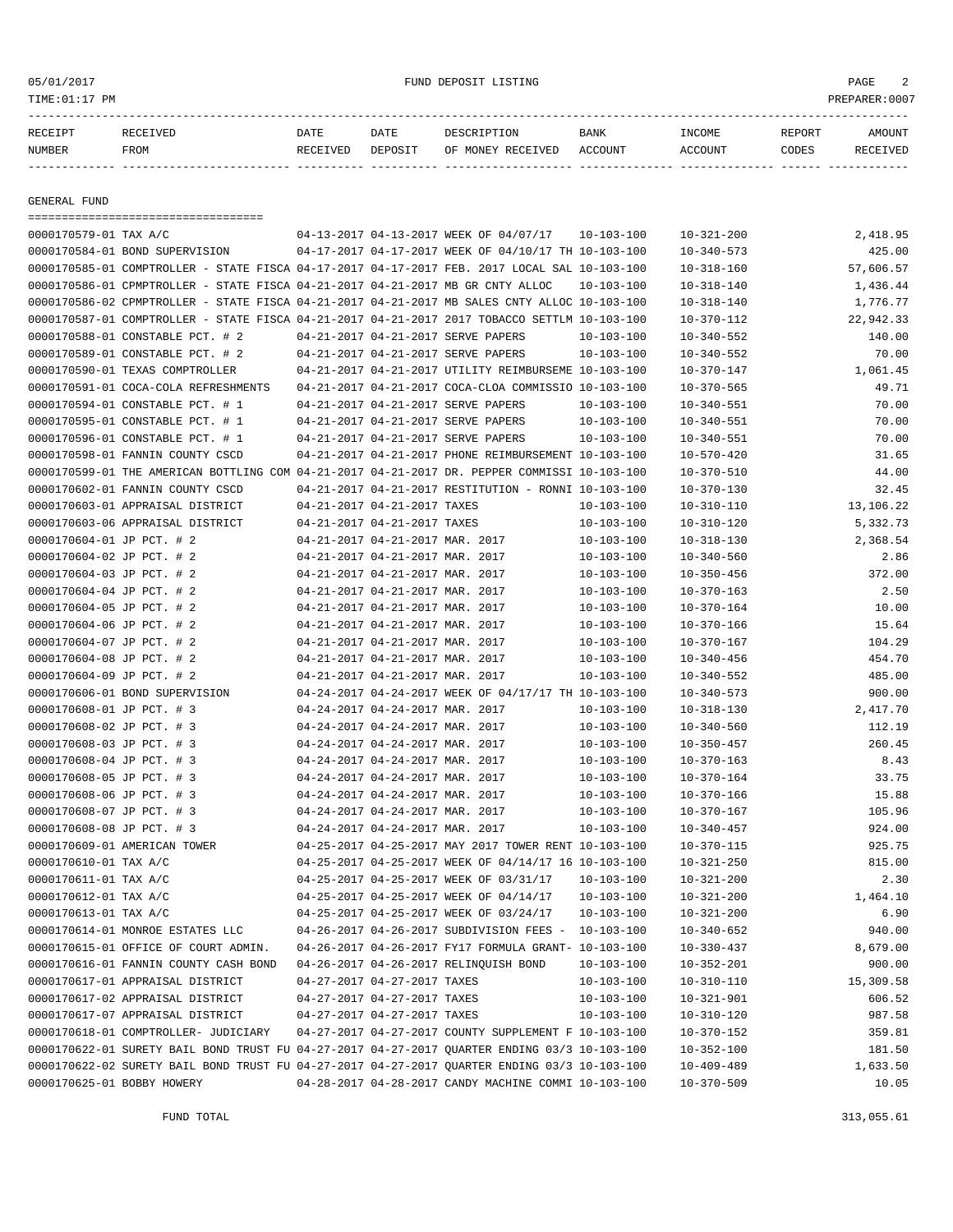FUND DEPOSIT LISTING

TIME:01:17 PM PREPARER:0007

| RECEIPT NUMBER | RECEIVED FROM | DATE RECEIVED | DATE DEPOSIT | DESCRIPTION OF MONEY RECEIVED | BANK ACCOUNT | INCOME ACCOUNT | REPORT CODES | AMOUNT RECEIVED |
|---|---|---|---|---|---|---|---|---|

## GENERAL FUND

| RECEIPT NUMBER | RECEIVED FROM | DATE RECEIVED | DATE DEPOSIT | DESCRIPTION OF MONEY RECEIVED | BANK ACCOUNT | INCOME ACCOUNT | REPORT CODES | AMOUNT RECEIVED |
|---|---|---|---|---|---|---|---|---|
| 0000170579-01 | TAX A/C | 04-13-2017 | 04-13-2017 | WEEK OF 04/07/17 | 10-103-100 | 10-321-200 | | 2,418.95 |
| 0000170584-01 | BOND SUPERVISION | 04-17-2017 | 04-17-2017 | WEEK OF 04/10/17 TH | 10-103-100 | 10-340-573 | | 425.00 |
| 0000170585-01 | COMPTROLLER - STATE FISCA | 04-17-2017 | 04-17-2017 | FEB. 2017 LOCAL SAL | 10-103-100 | 10-318-160 | | 57,606.57 |
| 0000170586-01 | CPMPTROLLER - STATE FISCA | 04-21-2017 | 04-21-2017 | MB GR CNTY ALLOC | 10-103-100 | 10-318-140 | | 1,436.44 |
| 0000170586-02 | CPMPTROLLER - STATE FISCA | 04-21-2017 | 04-21-2017 | MB SALES CNTY ALLOC | 10-103-100 | 10-318-140 | | 1,776.77 |
| 0000170587-01 | COMPTROLLER - STATE FISCA | 04-21-2017 | 04-21-2017 | 2017 TOBACCO SETTLM | 10-103-100 | 10-370-112 | | 22,942.33 |
| 0000170588-01 | CONSTABLE PCT. # 2 | 04-21-2017 | 04-21-2017 | SERVE PAPERS | 10-103-100 | 10-340-552 | | 140.00 |
| 0000170589-01 | CONSTABLE PCT. # 2 | 04-21-2017 | 04-21-2017 | SERVE PAPERS | 10-103-100 | 10-340-552 | | 70.00 |
| 0000170590-01 | TEXAS COMPTROLLER | 04-21-2017 | 04-21-2017 | UTILITY REIMBURSEME | 10-103-100 | 10-370-147 | | 1,061.45 |
| 0000170591-01 | COCA-COLA REFRESHMENTS | 04-21-2017 | 04-21-2017 | COCA-CLOA COMMISSIO | 10-103-100 | 10-370-565 | | 49.71 |
| 0000170594-01 | CONSTABLE PCT. # 1 | 04-21-2017 | 04-21-2017 | SERVE PAPERS | 10-103-100 | 10-340-551 | | 70.00 |
| 0000170595-01 | CONSTABLE PCT. # 1 | 04-21-2017 | 04-21-2017 | SERVE PAPERS | 10-103-100 | 10-340-551 | | 70.00 |
| 0000170596-01 | CONSTABLE PCT. # 1 | 04-21-2017 | 04-21-2017 | SERVE PAPERS | 10-103-100 | 10-340-551 | | 70.00 |
| 0000170598-01 | FANNIN COUNTY CSCD | 04-21-2017 | 04-21-2017 | PHONE REIMBURSEMENT | 10-103-100 | 10-570-420 | | 31.65 |
| 0000170599-01 | THE AMERICAN BOTTLING COM | 04-21-2017 | 04-21-2017 | DR. PEPPER COMMISSI | 10-103-100 | 10-370-510 | | 44.00 |
| 0000170602-01 | FANNIN COUNTY CSCD | 04-21-2017 | 04-21-2017 | RESTITUTION - RONNI | 10-103-100 | 10-370-130 | | 32.45 |
| 0000170603-01 | APPRAISAL DISTRICT | 04-21-2017 | 04-21-2017 | TAXES | 10-103-100 | 10-310-110 | | 13,106.22 |
| 0000170603-06 | APPRAISAL DISTRICT | 04-21-2017 | 04-21-2017 | TAXES | 10-103-100 | 10-310-120 | | 5,332.73 |
| 0000170604-01 | JP PCT. # 2 | 04-21-2017 | 04-21-2017 | MAR. 2017 | 10-103-100 | 10-318-130 | | 2,368.54 |
| 0000170604-02 | JP PCT. # 2 | 04-21-2017 | 04-21-2017 | MAR. 2017 | 10-103-100 | 10-340-560 | | 2.86 |
| 0000170604-03 | JP PCT. # 2 | 04-21-2017 | 04-21-2017 | MAR. 2017 | 10-103-100 | 10-350-456 | | 372.00 |
| 0000170604-04 | JP PCT. # 2 | 04-21-2017 | 04-21-2017 | MAR. 2017 | 10-103-100 | 10-370-163 | | 2.50 |
| 0000170604-05 | JP PCT. # 2 | 04-21-2017 | 04-21-2017 | MAR. 2017 | 10-103-100 | 10-370-164 | | 10.00 |
| 0000170604-06 | JP PCT. # 2 | 04-21-2017 | 04-21-2017 | MAR. 2017 | 10-103-100 | 10-370-166 | | 15.64 |
| 0000170604-07 | JP PCT. # 2 | 04-21-2017 | 04-21-2017 | MAR. 2017 | 10-103-100 | 10-370-167 | | 104.29 |
| 0000170604-08 | JP PCT. # 2 | 04-21-2017 | 04-21-2017 | MAR. 2017 | 10-103-100 | 10-340-456 | | 454.70 |
| 0000170604-09 | JP PCT. # 2 | 04-21-2017 | 04-21-2017 | MAR. 2017 | 10-103-100 | 10-340-552 | | 485.00 |
| 0000170606-01 | BOND SUPERVISION | 04-24-2017 | 04-24-2017 | WEEK OF 04/17/17 TH | 10-103-100 | 10-340-573 | | 900.00 |
| 0000170608-01 | JP PCT. # 3 | 04-24-2017 | 04-24-2017 | MAR. 2017 | 10-103-100 | 10-318-130 | | 2,417.70 |
| 0000170608-02 | JP PCT. # 3 | 04-24-2017 | 04-24-2017 | MAR. 2017 | 10-103-100 | 10-340-560 | | 112.19 |
| 0000170608-03 | JP PCT. # 3 | 04-24-2017 | 04-24-2017 | MAR. 2017 | 10-103-100 | 10-350-457 | | 260.45 |
| 0000170608-04 | JP PCT. # 3 | 04-24-2017 | 04-24-2017 | MAR. 2017 | 10-103-100 | 10-370-163 | | 8.43 |
| 0000170608-05 | JP PCT. # 3 | 04-24-2017 | 04-24-2017 | MAR. 2017 | 10-103-100 | 10-370-164 | | 33.75 |
| 0000170608-06 | JP PCT. # 3 | 04-24-2017 | 04-24-2017 | MAR. 2017 | 10-103-100 | 10-370-166 | | 15.88 |
| 0000170608-07 | JP PCT. # 3 | 04-24-2017 | 04-24-2017 | MAR. 2017 | 10-103-100 | 10-370-167 | | 105.96 |
| 0000170608-08 | JP PCT. # 3 | 04-24-2017 | 04-24-2017 | MAR. 2017 | 10-103-100 | 10-340-457 | | 924.00 |
| 0000170609-01 | AMERICAN TOWER | 04-25-2017 | 04-25-2017 | MAY 2017 TOWER RENT | 10-103-100 | 10-370-115 | | 925.75 |
| 0000170610-01 | TAX A/C | 04-25-2017 | 04-25-2017 | WEEK OF 04/14/17 16 | 10-103-100 | 10-321-250 | | 815.00 |
| 0000170611-01 | TAX A/C | 04-25-2017 | 04-25-2017 | WEEK OF 03/31/17 | 10-103-100 | 10-321-200 | | 2.30 |
| 0000170612-01 | TAX A/C | 04-25-2017 | 04-25-2017 | WEEK OF 04/14/17 | 10-103-100 | 10-321-200 | | 1,464.10 |
| 0000170613-01 | TAX A/C | 04-25-2017 | 04-25-2017 | WEEK OF 03/24/17 | 10-103-100 | 10-321-200 | | 6.90 |
| 0000170614-01 | MONROE ESTATES LLC | 04-26-2017 | 04-26-2017 | SUBDIVISION FEES - | 10-103-100 | 10-340-652 | | 940.00 |
| 0000170615-01 | OFFICE OF COURT ADMIN. | 04-26-2017 | 04-26-2017 | FY17 FORMULA GRANT- | 10-103-100 | 10-330-437 | | 8,679.00 |
| 0000170616-01 | FANNIN COUNTY CASH BOND | 04-26-2017 | 04-26-2017 | RELINQUISH BOND | 10-103-100 | 10-352-201 | | 900.00 |
| 0000170617-01 | APPRAISAL DISTRICT | 04-27-2017 | 04-27-2017 | TAXES | 10-103-100 | 10-310-110 | | 15,309.58 |
| 0000170617-02 | APPRAISAL DISTRICT | 04-27-2017 | 04-27-2017 | TAXES | 10-103-100 | 10-321-901 | | 606.52 |
| 0000170617-07 | APPRAISAL DISTRICT | 04-27-2017 | 04-27-2017 | TAXES | 10-103-100 | 10-310-120 | | 987.58 |
| 0000170618-01 | COMPTROLLER- JUDICIARY | 04-27-2017 | 04-27-2017 | COUNTY SUPPLEMENT F | 10-103-100 | 10-370-152 | | 359.81 |
| 0000170622-01 | SURETY BAIL BOND TRUST FU | 04-27-2017 | 04-27-2017 | QUARTER ENDING 03/3 | 10-103-100 | 10-352-100 | | 181.50 |
| 0000170622-02 | SURETY BAIL BOND TRUST FU | 04-27-2017 | 04-27-2017 | QUARTER ENDING 03/3 | 10-103-100 | 10-409-489 | | 1,633.50 |
| 0000170625-01 | BOBBY HOWERY | 04-28-2017 | 04-28-2017 | CANDY MACHINE COMMI | 10-103-100 | 10-370-509 | | 10.05 |

FUND TOTAL 313,055.61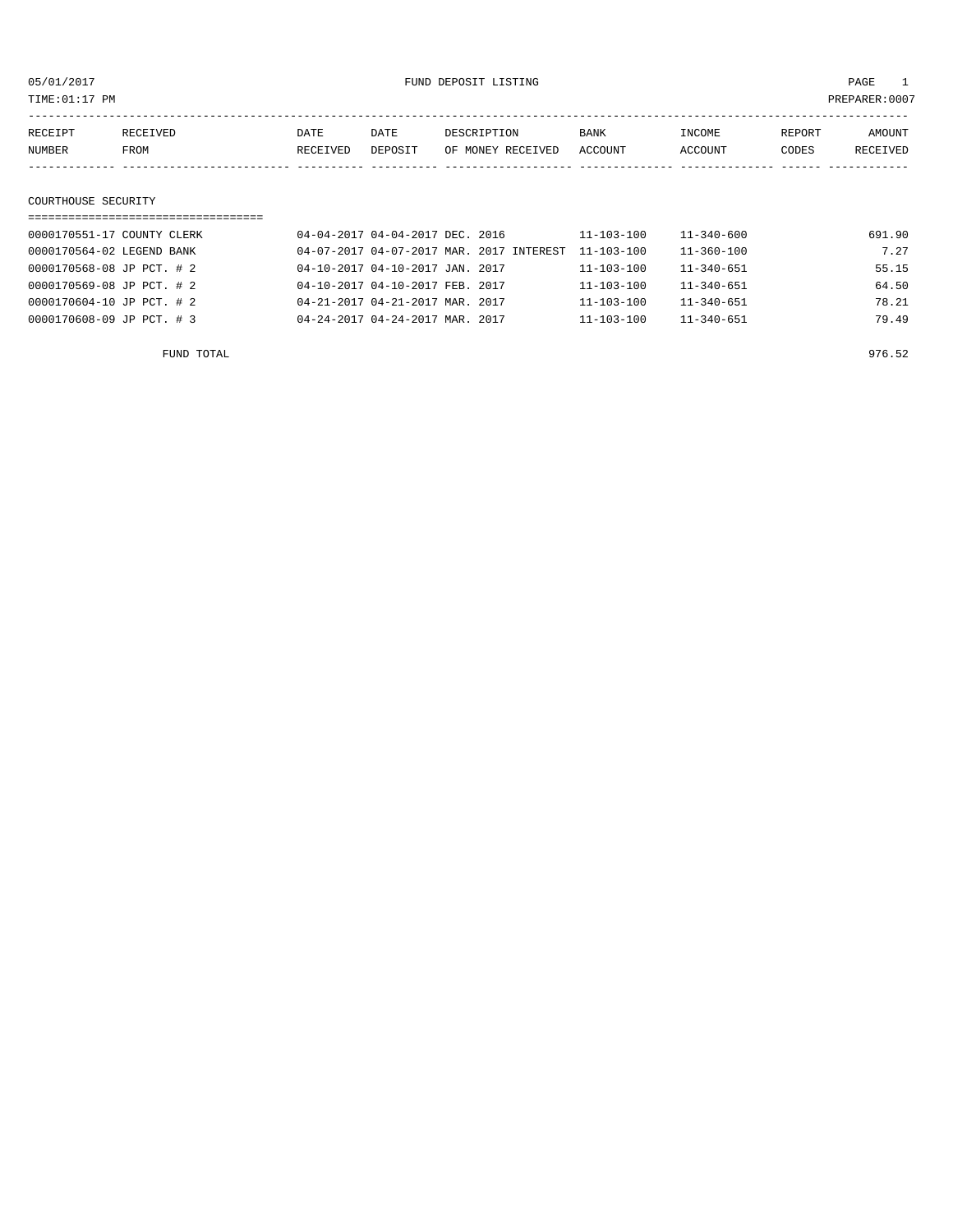05/01/2017 FUND DEPOSIT LISTING

TIME:01:17 PM PREPARER:0007

| RECEIPT NUMBER | RECEIVED FROM | DATE RECEIVED | DATE DEPOSIT | DESCRIPTION OF MONEY RECEIVED | BANK ACCOUNT | INCOME ACCOUNT | REPORT CODES | AMOUNT RECEIVED |
|---|---|---|---|---|---|---|---|---|

## COURTHOUSE SECURITY

| RECEIPT NUMBER | RECEIVED FROM | DATE RECEIVED | DATE DEPOSIT | DESCRIPTION OF MONEY RECEIVED | BANK ACCOUNT | INCOME ACCOUNT | REPORT CODES | AMOUNT RECEIVED |
|---|---|---|---|---|---|---|---|---|
| 0000170551-17 | COUNTY CLERK | 04-04-2017 | 04-04-2017 | DEC. 2016 | 11-103-100 | 11-340-600 | | 691.90 |
| 0000170564-02 | LEGEND BANK | 04-07-2017 | 04-07-2017 | MAR. 2017 INTEREST | 11-103-100 | 11-360-100 | | 7.27 |
| 0000170568-08 | JP PCT. # 2 | 04-10-2017 | 04-10-2017 | JAN. 2017 | 11-103-100 | 11-340-651 | | 55.15 |
| 0000170569-08 | JP PCT. # 2 | 04-10-2017 | 04-10-2017 | FEB. 2017 | 11-103-100 | 11-340-651 | | 64.50 |
| 0000170604-10 | JP PCT. # 2 | 04-21-2017 | 04-21-2017 | MAR. 2017 | 11-103-100 | 11-340-651 | | 78.21 |
| 0000170608-09 | JP PCT. # 3 | 04-24-2017 | 04-24-2017 | MAR. 2017 | 11-103-100 | 11-340-651 | | 79.49 |
| | FUND TOTAL | | | | | | | 976.52 |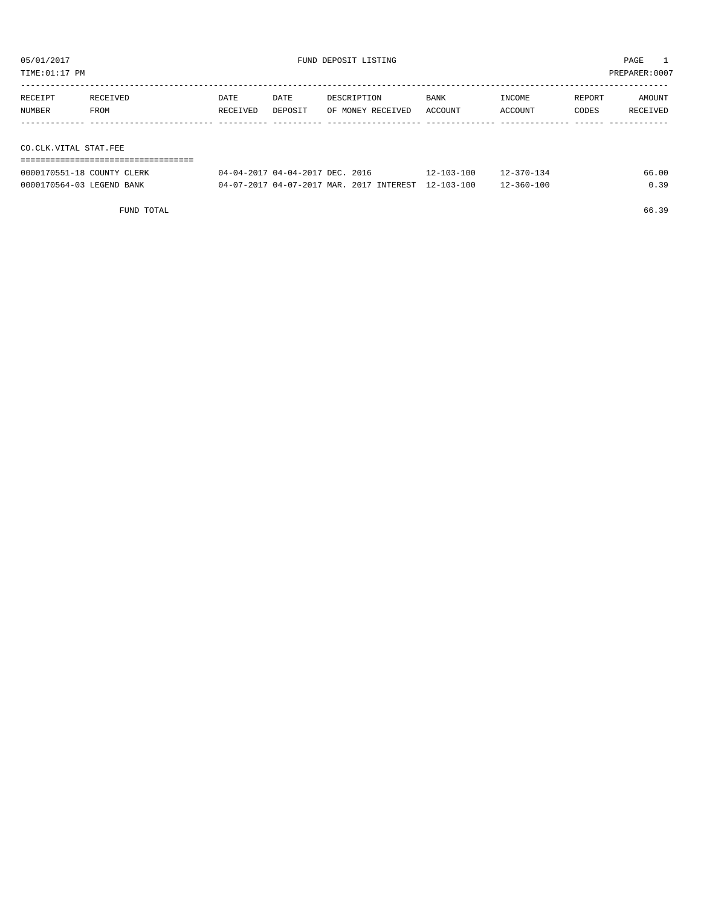# FUND DEPOSIT LISTING

05/01/2017
TIME:01:17 PM
PREPARER:0007

| RECEIPT NUMBER | RECEIVED FROM | DATE RECEIVED | DATE DEPOSIT | DESCRIPTION OF MONEY RECEIVED | BANK ACCOUNT | INCOME ACCOUNT | REPORT CODES | AMOUNT RECEIVED |
|---|---|---|---|---|---|---|---|---|

## CO.CLK.VITAL STAT.FEE

| RECEIPT NUMBER | RECEIVED FROM | DATE RECEIVED | DATE DEPOSIT | DESCRIPTION OF MONEY RECEIVED | BANK ACCOUNT | INCOME ACCOUNT | REPORT CODES | AMOUNT RECEIVED |
|---|---|---|---|---|---|---|---|---|
| 0000170551-18 | COUNTY CLERK | 04-04-2017 | 04-04-2017 | DEC. 2016 | 12-103-100 | 12-370-134 | | 66.00 |
| 0000170564-03 | LEGEND BANK | 04-07-2017 | 04-07-2017 | MAR. 2017 INTEREST | 12-103-100 | 12-360-100 | | 0.39 |
| | FUND TOTAL | | | | | | | 66.39 |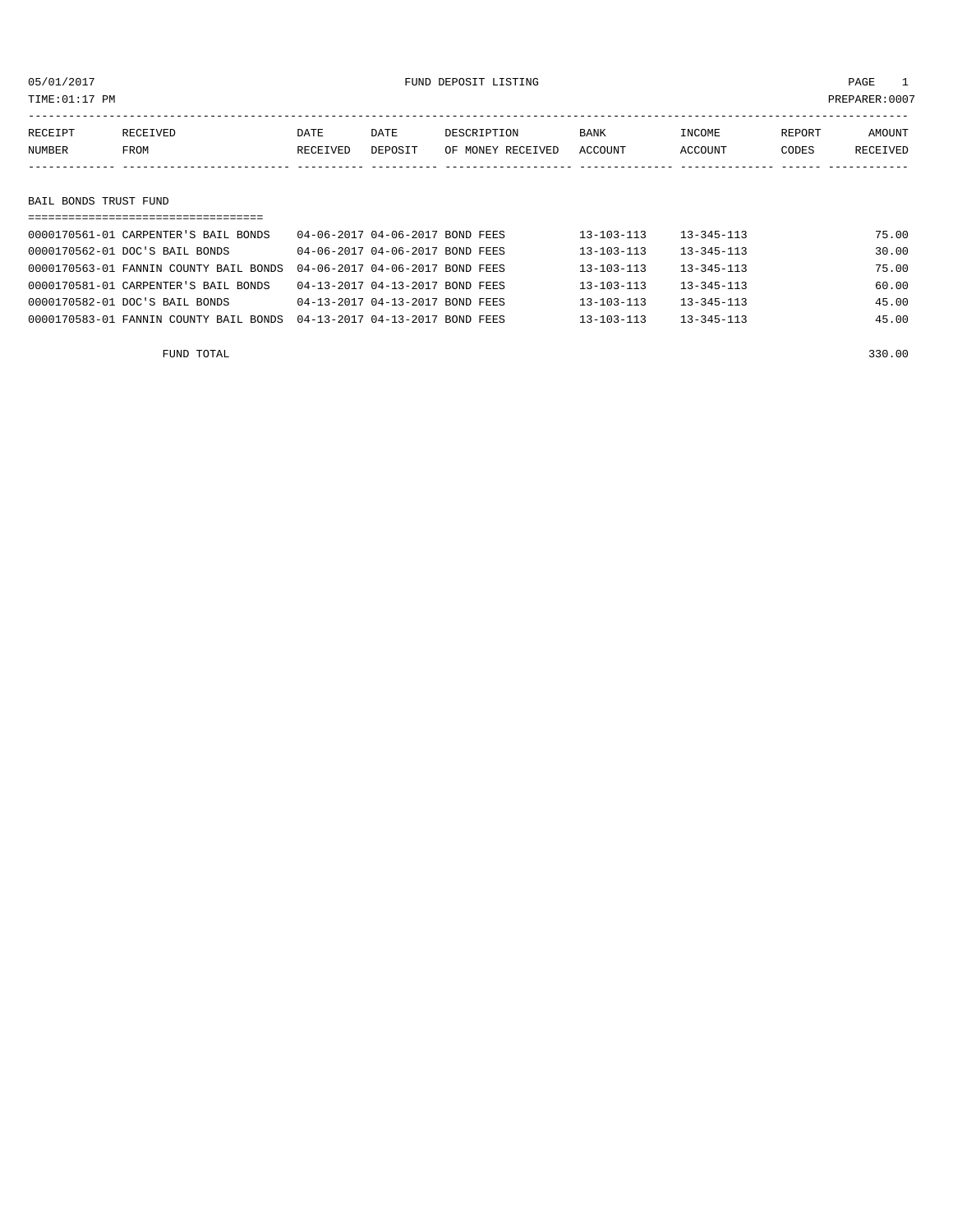05/01/2017 FUND DEPOSIT LISTING

TIME:01:17 PM PREPARER:0007

| RECEIPT NUMBER | RECEIVED FROM | DATE RECEIVED | DATE DEPOSIT | DESCRIPTION OF MONEY RECEIVED | BANK ACCOUNT | INCOME ACCOUNT | REPORT CODES | AMOUNT RECEIVED |
|---|---|---|---|---|---|---|---|---|
| **BAIL BONDS TRUST FUND** | | | | | | | | |
| 0000170561-01 | CARPENTER'S BAIL BONDS | 04-06-2017 | 04-06-2017 | BOND FEES | 13-103-113 | 13-345-113 | | 75.00 |
| 0000170562-01 | DOC'S BAIL BONDS | 04-06-2017 | 04-06-2017 | BOND FEES | 13-103-113 | 13-345-113 | | 30.00 |
| 0000170563-01 | FANNIN COUNTY BAIL BONDS | 04-06-2017 | 04-06-2017 | BOND FEES | 13-103-113 | 13-345-113 | | 75.00 |
| 0000170581-01 | CARPENTER'S BAIL BONDS | 04-13-2017 | 04-13-2017 | BOND FEES | 13-103-113 | 13-345-113 | | 60.00 |
| 0000170582-01 | DOC'S BAIL BONDS | 04-13-2017 | 04-13-2017 | BOND FEES | 13-103-113 | 13-345-113 | | 45.00 |
| 0000170583-01 | FANNIN COUNTY BAIL BONDS | 04-13-2017 | 04-13-2017 | BOND FEES | 13-103-113 | 13-345-113 | | 45.00 |
| FUND TOTAL | | | | | | | | 330.00 |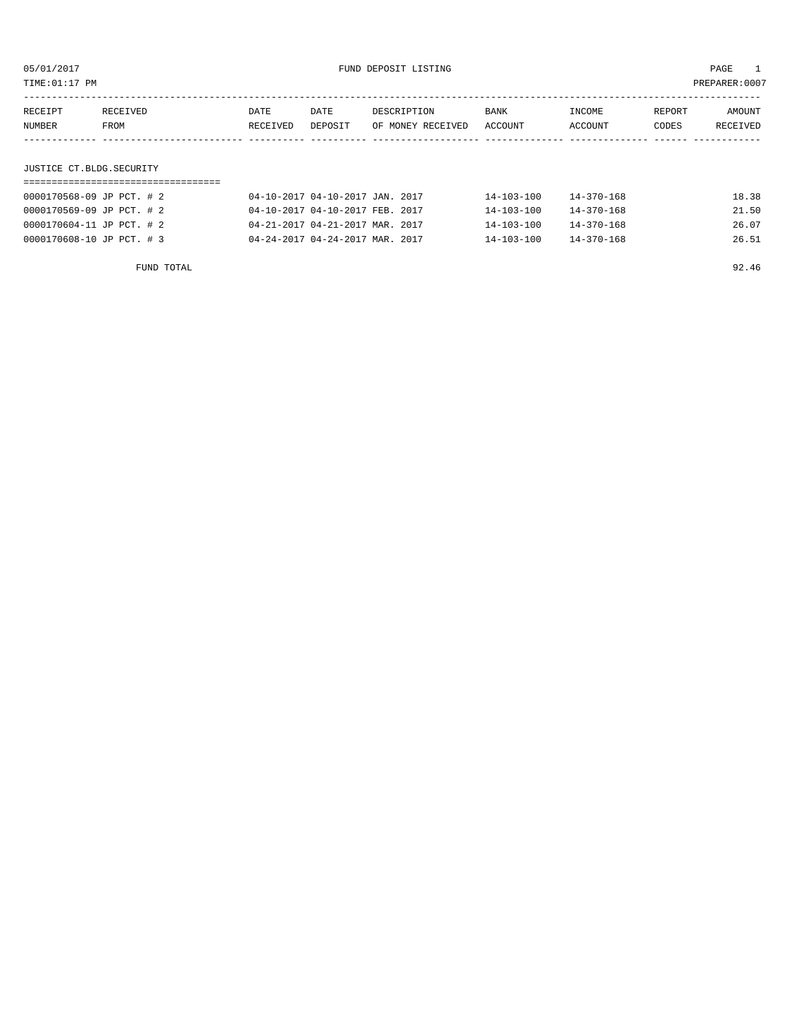05/01/2017 FUND DEPOSIT LISTING PAGE 1

TIME:01:17 PM PREPARER:0007

| RECEIPT NUMBER | RECEIVED FROM | DATE RECEIVED | DATE DEPOSIT | DESCRIPTION OF MONEY RECEIVED | BANK ACCOUNT | INCOME ACCOUNT | REPORT CODES | AMOUNT RECEIVED |
|---|---|---|---|---|---|---|---|---|

JUSTICE CT.BLDG.SECURITY

| RECEIPT NUMBER | RECEIVED FROM | DATE RECEIVED | DATE DEPOSIT | DESCRIPTION OF MONEY RECEIVED | BANK ACCOUNT | INCOME ACCOUNT | REPORT CODES | AMOUNT RECEIVED |
|---|---|---|---|---|---|---|---|---|
| 0000170568-09 | JP PCT. # 2 | 04-10-2017 | 04-10-2017 | JAN. 2017 | 14-103-100 | 14-370-168 | | 18.38 |
| 0000170569-09 | JP PCT. # 2 | 04-10-2017 | 04-10-2017 | FEB. 2017 | 14-103-100 | 14-370-168 | | 21.50 |
| 0000170604-11 | JP PCT. # 2 | 04-21-2017 | 04-21-2017 | MAR. 2017 | 14-103-100 | 14-370-168 | | 26.07 |
| 0000170608-10 | JP PCT. # 3 | 04-24-2017 | 04-24-2017 | MAR. 2017 | 14-103-100 | 14-370-168 | | 26.51 |
| | FUND TOTAL | | | | | | | 92.46 |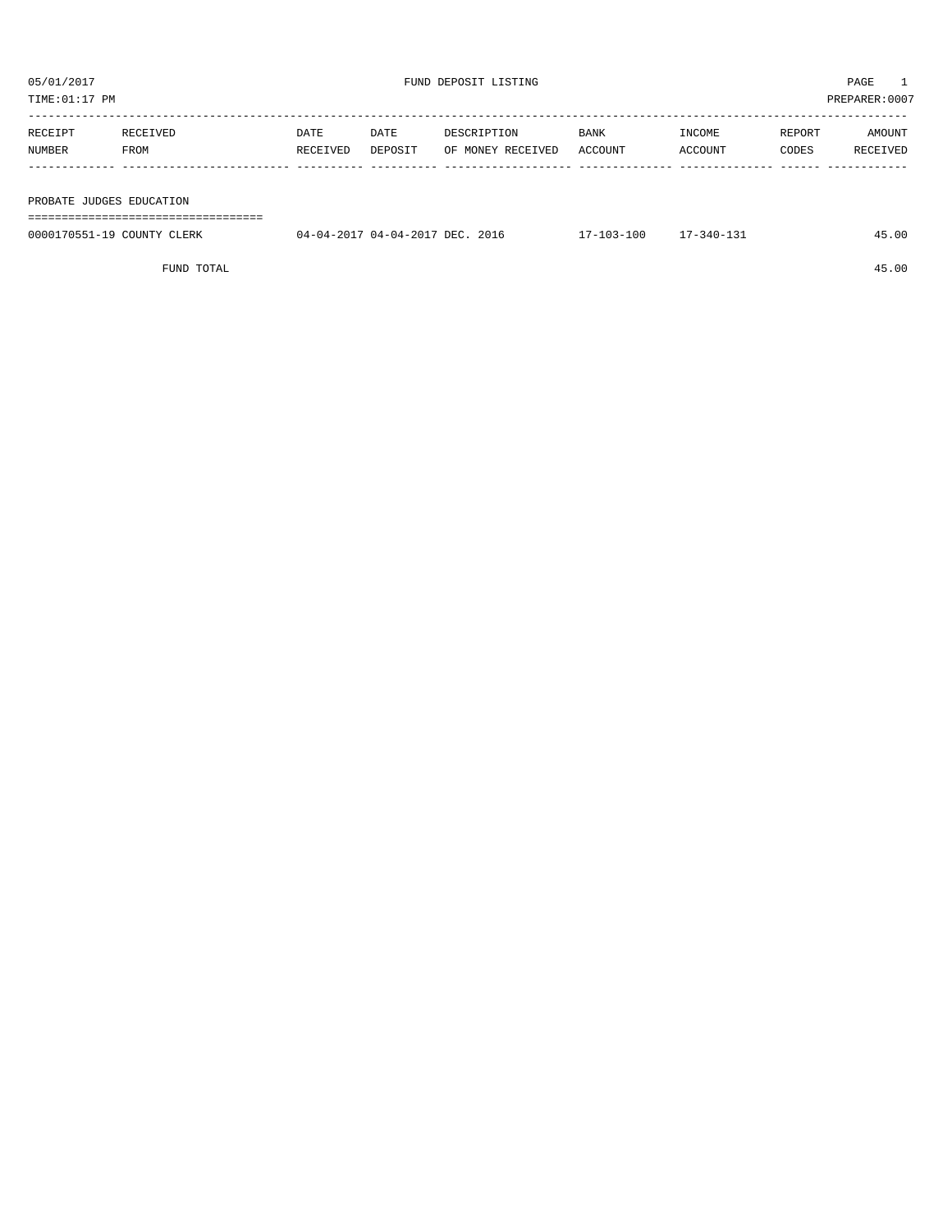05/01/2017 FUND DEPOSIT LISTING PAGE 1

TIME:01:17 PM PREPARER:0007

| RECEIPT NUMBER | RECEIVED FROM | DATE RECEIVED | DATE DEPOSIT | DESCRIPTION OF MONEY RECEIVED | BANK ACCOUNT | INCOME ACCOUNT | REPORT CODES | AMOUNT RECEIVED |
|---|---|---|---|---|---|---|---|---|
| **PROBATE JUDGES EDUCATION** | | | | | | | | |
| 0000170551-19 | COUNTY CLERK | 04-04-2017 | 04-04-2017 | DEC. 2016 | 17-103-100 | 17-340-131 | | 45.00 |
| | FUND TOTAL | | | | | | | 45.00 |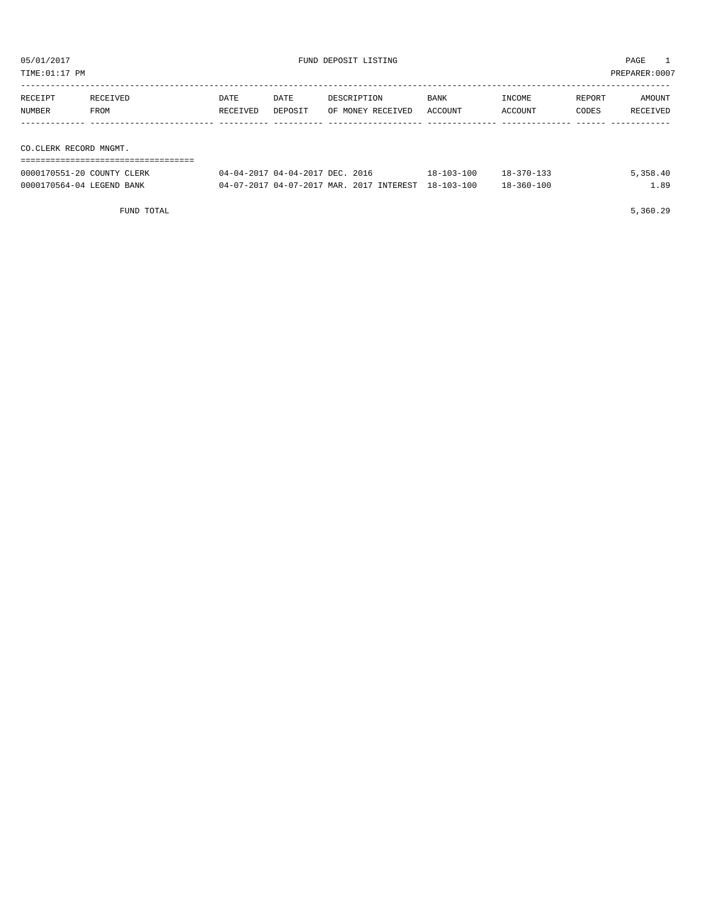05/01/2017 FUND DEPOSIT LISTING PAGE 1

TIME:01:17 PM PREPARER:0007

| RECEIPT NUMBER | RECEIVED FROM | DATE RECEIVED | DATE DEPOSIT | DESCRIPTION OF MONEY RECEIVED | BANK ACCOUNT | INCOME ACCOUNT | REPORT CODES | AMOUNT RECEIVED |
|---|---|---|---|---|---|---|---|---|
| **CO.CLERK RECORD MNGMT.** | | | | | | | | |
| 0000170551-20 | COUNTY CLERK | 04-04-2017 | 04-04-2017 | DEC. 2016 | 18-103-100 | 18-370-133 | | 5,358.40 |
| 0000170564-04 | LEGEND BANK | 04-07-2017 | 04-07-2017 | MAR. 2017 INTEREST | 18-103-100 | 18-360-100 | | 1.89 |
| | FUND TOTAL | | | | | | | 5,360.29 |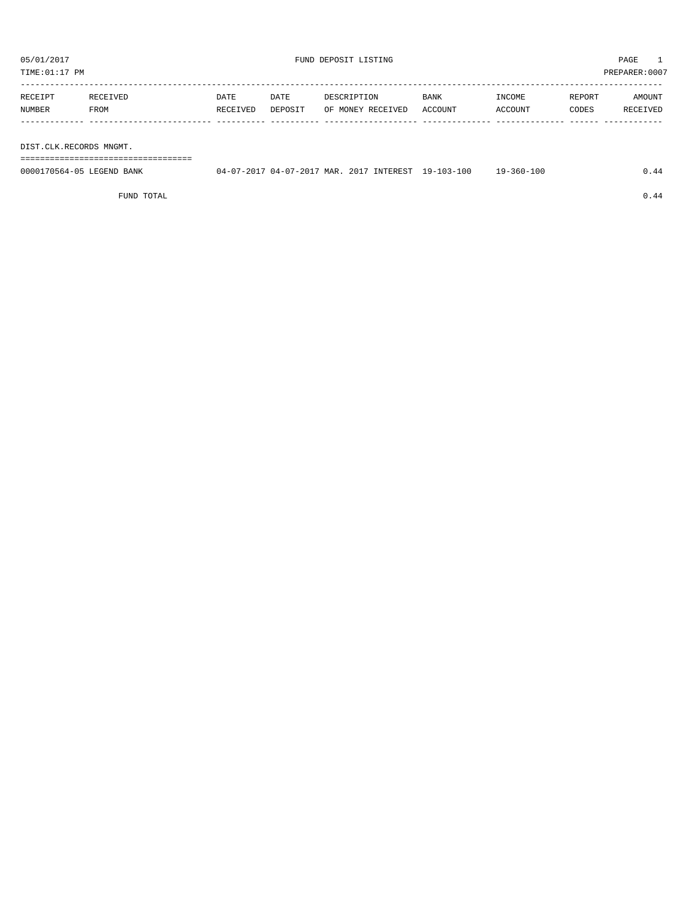05/01/2017 FUND DEPOSIT LISTING PAGE 1

TIME:01:17 PM PREPARER:0007

| RECEIPT NUMBER | RECEIVED FROM | DATE RECEIVED | DATE DEPOSIT | DESCRIPTION OF MONEY RECEIVED | BANK ACCOUNT | INCOME ACCOUNT | REPORT CODES | AMOUNT RECEIVED |
|---|---|---|---|---|---|---|---|---|
| **DIST.CLK.RECORDS MNGMT.** | | | | | | | | |
| 0000170564-05 | LEGEND BANK | 04-07-2017 | 04-07-2017 | MAR. 2017 INTEREST | 19-103-100 | 19-360-100 | | 0.44 |
| | FUND TOTAL | | | | | | | 0.44 |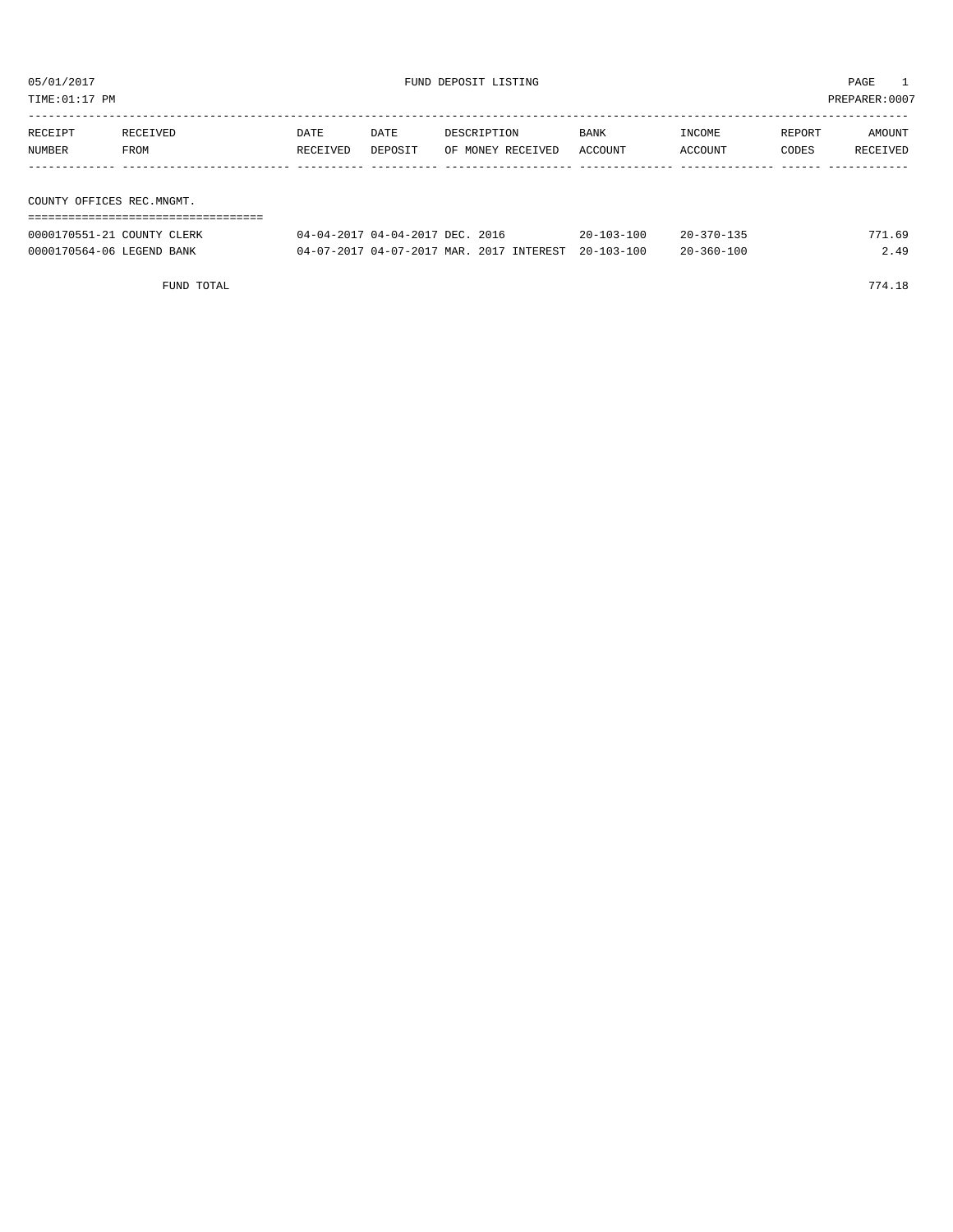05/01/2017 FUND DEPOSIT LISTING PAGE 1

TIME:01:17 PM PREPARER:0007

| RECEIPT NUMBER | RECEIVED FROM | DATE RECEIVED | DATE DEPOSIT | DESCRIPTION OF MONEY RECEIVED | BANK ACCOUNT | INCOME ACCOUNT | REPORT CODES | AMOUNT RECEIVED |
|---|---|---|---|---|---|---|---|---|
| **COUNTY OFFICES REC.MNGMT.** | | | | | | | | |
| 0000170551-21 | COUNTY CLERK | 04-04-2017 | 04-04-2017 | DEC. 2016 | 20-103-100 | 20-370-135 | | 771.69 |
| 0000170564-06 | LEGEND BANK | 04-07-2017 | 04-07-2017 | MAR. 2017 INTEREST | 20-103-100 | 20-360-100 | | 2.49 |
| FUND TOTAL | | | | | | | | 774.18 |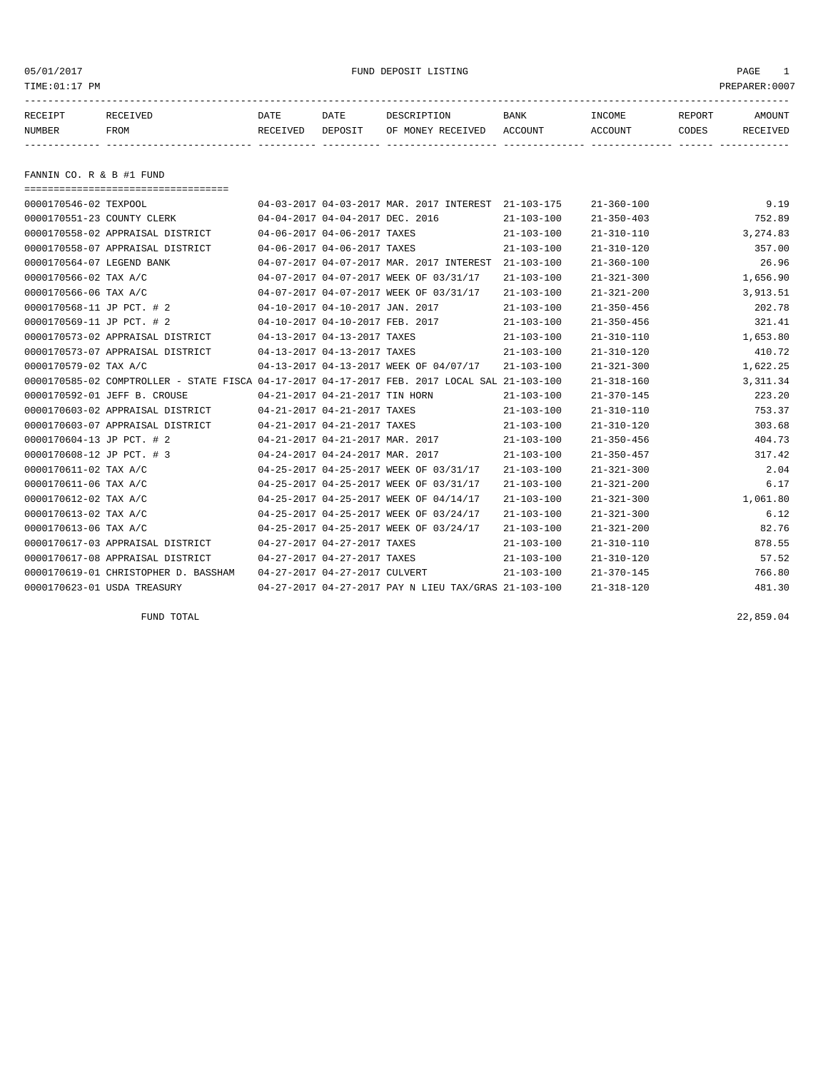05/01/2017 FUND DEPOSIT LISTING

TIME:01:17 PM PREPARER:0007

## FANNIN CO. R & B #1 FUND

| RECEIPT NUMBER | RECEIVED FROM | DATE RECEIVED | DATE DEPOSIT | DESCRIPTION OF MONEY RECEIVED | BANK ACCOUNT | INCOME ACCOUNT | REPORT CODES | AMOUNT RECEIVED |
|---|---|---|---|---|---|---|---|---|
| 0000170546-02 | TEXPOOL | 04-03-2017 | 04-03-2017 | MAR. 2017 INTEREST | 21-103-175 | 21-360-100 | | 9.19 |
| 0000170551-23 | COUNTY CLERK | 04-04-2017 | 04-04-2017 | DEC. 2016 | 21-103-100 | 21-350-403 | | 752.89 |
| 0000170558-02 | APPRAISAL DISTRICT | 04-06-2017 | 04-06-2017 | TAXES | 21-103-100 | 21-310-110 | | 3,274.83 |
| 0000170558-07 | APPRAISAL DISTRICT | 04-06-2017 | 04-06-2017 | TAXES | 21-103-100 | 21-310-120 | | 357.00 |
| 0000170564-07 | LEGEND BANK | 04-07-2017 | 04-07-2017 | MAR. 2017 INTEREST | 21-103-100 | 21-360-100 | | 26.96 |
| 0000170566-02 | TAX A/C | 04-07-2017 | 04-07-2017 | WEEK OF 03/31/17 | 21-103-100 | 21-321-300 | | 1,656.90 |
| 0000170566-06 | TAX A/C | 04-07-2017 | 04-07-2017 | WEEK OF 03/31/17 | 21-103-100 | 21-321-200 | | 3,913.51 |
| 0000170568-11 | JP PCT. # 2 | 04-10-2017 | 04-10-2017 | JAN. 2017 | 21-103-100 | 21-350-456 | | 202.78 |
| 0000170569-11 | JP PCT. # 2 | 04-10-2017 | 04-10-2017 | FEB. 2017 | 21-103-100 | 21-350-456 | | 321.41 |
| 0000170573-02 | APPRAISAL DISTRICT | 04-13-2017 | 04-13-2017 | TAXES | 21-103-100 | 21-310-110 | | 1,653.80 |
| 0000170573-07 | APPRAISAL DISTRICT | 04-13-2017 | 04-13-2017 | TAXES | 21-103-100 | 21-310-120 | | 410.72 |
| 0000170579-02 | TAX A/C | 04-13-2017 | 04-13-2017 | WEEK OF 04/07/17 | 21-103-100 | 21-321-300 | | 1,622.25 |
| 0000170585-02 | COMPTROLLER - STATE FISCA | 04-17-2017 | 04-17-2017 | FEB. 2017 LOCAL SAL | 21-103-100 | 21-318-160 | | 3,311.34 |
| 0000170592-01 | JEFF B. CROUSE | 04-21-2017 | 04-21-2017 | TIN HORN | 21-103-100 | 21-370-145 | | 223.20 |
| 0000170603-02 | APPRAISAL DISTRICT | 04-21-2017 | 04-21-2017 | TAXES | 21-103-100 | 21-310-110 | | 753.37 |
| 0000170603-07 | APPRAISAL DISTRICT | 04-21-2017 | 04-21-2017 | TAXES | 21-103-100 | 21-310-120 | | 303.68 |
| 0000170604-13 | JP PCT. # 2 | 04-21-2017 | 04-21-2017 | MAR. 2017 | 21-103-100 | 21-350-456 | | 404.73 |
| 0000170608-12 | JP PCT. # 3 | 04-24-2017 | 04-24-2017 | MAR. 2017 | 21-103-100 | 21-350-457 | | 317.42 |
| 0000170611-02 | TAX A/C | 04-25-2017 | 04-25-2017 | WEEK OF 03/31/17 | 21-103-100 | 21-321-300 | | 2.04 |
| 0000170611-06 | TAX A/C | 04-25-2017 | 04-25-2017 | WEEK OF 03/31/17 | 21-103-100 | 21-321-200 | | 6.17 |
| 0000170612-02 | TAX A/C | 04-25-2017 | 04-25-2017 | WEEK OF 04/14/17 | 21-103-100 | 21-321-300 | | 1,061.80 |
| 0000170613-02 | TAX A/C | 04-25-2017 | 04-25-2017 | WEEK OF 03/24/17 | 21-103-100 | 21-321-300 | | 6.12 |
| 0000170613-06 | TAX A/C | 04-25-2017 | 04-25-2017 | WEEK OF 03/24/17 | 21-103-100 | 21-321-200 | | 82.76 |
| 0000170617-03 | APPRAISAL DISTRICT | 04-27-2017 | 04-27-2017 | TAXES | 21-103-100 | 21-310-110 | | 878.55 |
| 0000170617-08 | APPRAISAL DISTRICT | 04-27-2017 | 04-27-2017 | TAXES | 21-103-100 | 21-310-120 | | 57.52 |
| 0000170619-01 | CHRISTOPHER D. BASSHAM | 04-27-2017 | 04-27-2017 | CULVERT | 21-103-100 | 21-370-145 | | 766.80 |
| 0000170623-01 | USDA TREASURY | 04-27-2017 | 04-27-2017 | PAY N LIEU TAX/GRAS | 21-103-100 | 21-318-120 | | 481.30 |

FUND TOTAL 22,859.04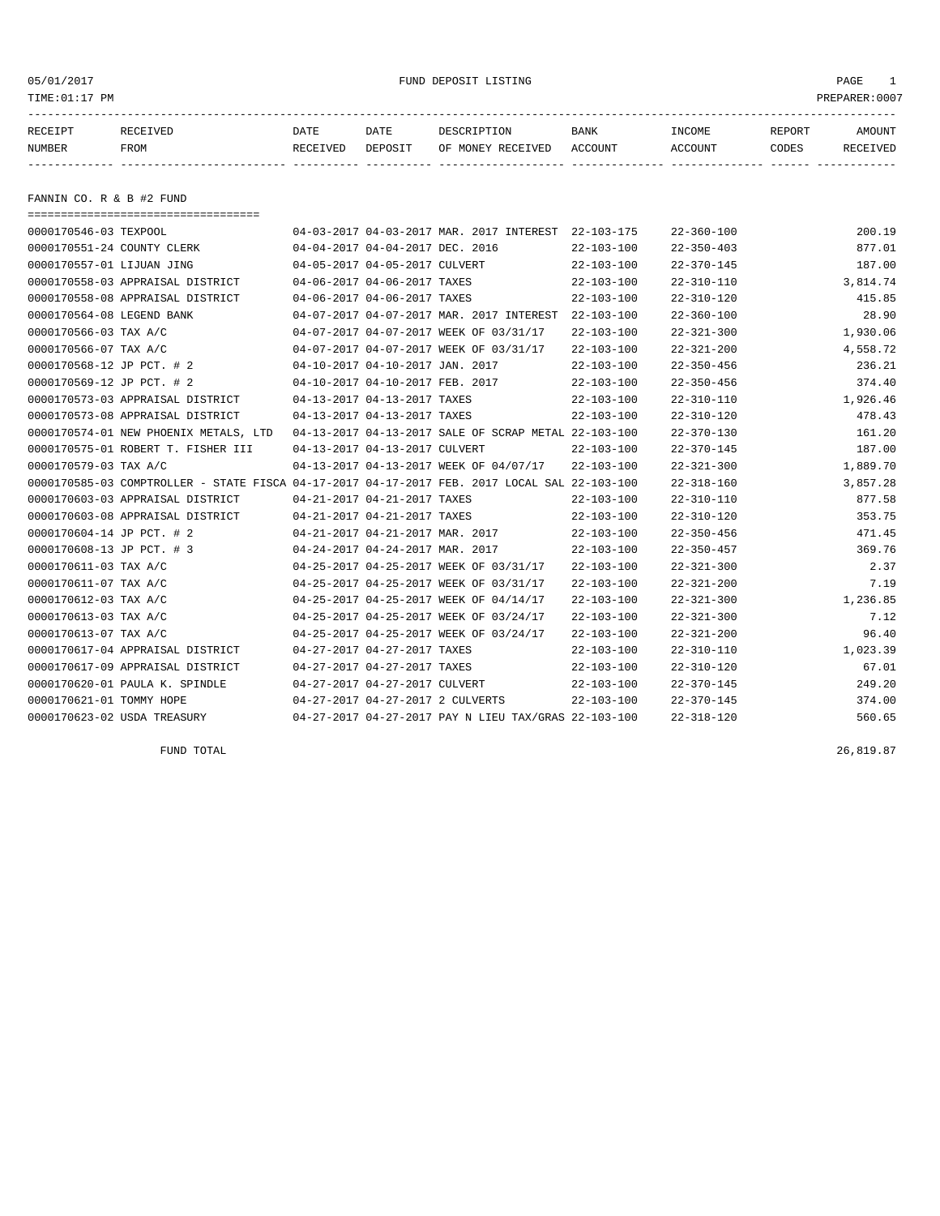05/01/2017 FUND DEPOSIT LISTING

TIME:01:17 PM PREPARER:0007

| RECEIPT NUMBER | RECEIVED FROM | DATE RECEIVED | DATE DEPOSIT | DESCRIPTION OF MONEY RECEIVED | BANK ACCOUNT | INCOME ACCOUNT | REPORT CODES | AMOUNT RECEIVED |
|---|---|---|---|---|---|---|---|---|
| **FANNIN CO. R & B #2 FUND** | | | | | | | | |
| 0000170546-03 | TEXPOOL | 04-03-2017 | 04-03-2017 | MAR. 2017 INTEREST | 22-103-175 | 22-360-100 | | 200.19 |
| 0000170551-24 | COUNTY CLERK | 04-04-2017 | 04-04-2017 | DEC. 2016 | 22-103-100 | 22-350-403 | | 877.01 |
| 0000170557-01 | LIJUAN JING | 04-05-2017 | 04-05-2017 | CULVERT | 22-103-100 | 22-370-145 | | 187.00 |
| 0000170558-03 | APPRAISAL DISTRICT | 04-06-2017 | 04-06-2017 | TAXES | 22-103-100 | 22-310-110 | | 3,814.74 |
| 0000170558-08 | APPRAISAL DISTRICT | 04-06-2017 | 04-06-2017 | TAXES | 22-103-100 | 22-310-120 | | 415.85 |
| 0000170564-08 | LEGEND BANK | 04-07-2017 | 04-07-2017 | MAR. 2017 INTEREST | 22-103-100 | 22-360-100 | | 28.90 |
| 0000170566-03 | TAX A/C | 04-07-2017 | 04-07-2017 | WEEK OF 03/31/17 | 22-103-100 | 22-321-300 | | 1,930.06 |
| 0000170566-07 | TAX A/C | 04-07-2017 | 04-07-2017 | WEEK OF 03/31/17 | 22-103-100 | 22-321-200 | | 4,558.72 |
| 0000170568-12 | JP PCT. # 2 | 04-10-2017 | 04-10-2017 | JAN. 2017 | 22-103-100 | 22-350-456 | | 236.21 |
| 0000170569-12 | JP PCT. # 2 | 04-10-2017 | 04-10-2017 | FEB. 2017 | 22-103-100 | 22-350-456 | | 374.40 |
| 0000170573-03 | APPRAISAL DISTRICT | 04-13-2017 | 04-13-2017 | TAXES | 22-103-100 | 22-310-110 | | 1,926.46 |
| 0000170573-08 | APPRAISAL DISTRICT | 04-13-2017 | 04-13-2017 | TAXES | 22-103-100 | 22-310-120 | | 478.43 |
| 0000170574-01 | NEW PHOENIX METALS, LTD | 04-13-2017 | 04-13-2017 | SALE OF SCRAP METAL | 22-103-100 | 22-370-130 | | 161.20 |
| 0000170575-01 | ROBERT T. FISHER III | 04-13-2017 | 04-13-2017 | CULVERT | 22-103-100 | 22-370-145 | | 187.00 |
| 0000170579-03 | TAX A/C | 04-13-2017 | 04-13-2017 | WEEK OF 04/07/17 | 22-103-100 | 22-321-300 | | 1,889.70 |
| 0000170585-03 | COMPTROLLER - STATE FISCA | 04-17-2017 | 04-17-2017 | FEB. 2017 LOCAL SAL | 22-103-100 | 22-318-160 | | 3,857.28 |
| 0000170603-03 | APPRAISAL DISTRICT | 04-21-2017 | 04-21-2017 | TAXES | 22-103-100 | 22-310-110 | | 877.58 |
| 0000170603-08 | APPRAISAL DISTRICT | 04-21-2017 | 04-21-2017 | TAXES | 22-103-100 | 22-310-120 | | 353.75 |
| 0000170604-14 | JP PCT. # 2 | 04-21-2017 | 04-21-2017 | MAR. 2017 | 22-103-100 | 22-350-456 | | 471.45 |
| 0000170608-13 | JP PCT. # 3 | 04-24-2017 | 04-24-2017 | MAR. 2017 | 22-103-100 | 22-350-457 | | 369.76 |
| 0000170611-03 | TAX A/C | 04-25-2017 | 04-25-2017 | WEEK OF 03/31/17 | 22-103-100 | 22-321-300 | | 2.37 |
| 0000170611-07 | TAX A/C | 04-25-2017 | 04-25-2017 | WEEK OF 03/31/17 | 22-103-100 | 22-321-200 | | 7.19 |
| 0000170612-03 | TAX A/C | 04-25-2017 | 04-25-2017 | WEEK OF 04/14/17 | 22-103-100 | 22-321-300 | | 1,236.85 |
| 0000170613-03 | TAX A/C | 04-25-2017 | 04-25-2017 | WEEK OF 03/24/17 | 22-103-100 | 22-321-300 | | 7.12 |
| 0000170613-07 | TAX A/C | 04-25-2017 | 04-25-2017 | WEEK OF 03/24/17 | 22-103-100 | 22-321-200 | | 96.40 |
| 0000170617-04 | APPRAISAL DISTRICT | 04-27-2017 | 04-27-2017 | TAXES | 22-103-100 | 22-310-110 | | 1,023.39 |
| 0000170617-09 | APPRAISAL DISTRICT | 04-27-2017 | 04-27-2017 | TAXES | 22-103-100 | 22-310-120 | | 67.01 |
| 0000170620-01 | PAULA K. SPINDLE | 04-27-2017 | 04-27-2017 | CULVERT | 22-103-100 | 22-370-145 | | 249.20 |
| 0000170621-01 | TOMMY HOPE | 04-27-2017 | 04-27-2017 | 2 CULVERTS | 22-103-100 | 22-370-145 | | 374.00 |
| 0000170623-02 | USDA TREASURY | 04-27-2017 | 04-27-2017 | PAY N LIEU TAX/GRAS | 22-103-100 | 22-318-120 | | 560.65 |
| | FUND TOTAL | | | | | | | 26,819.87 |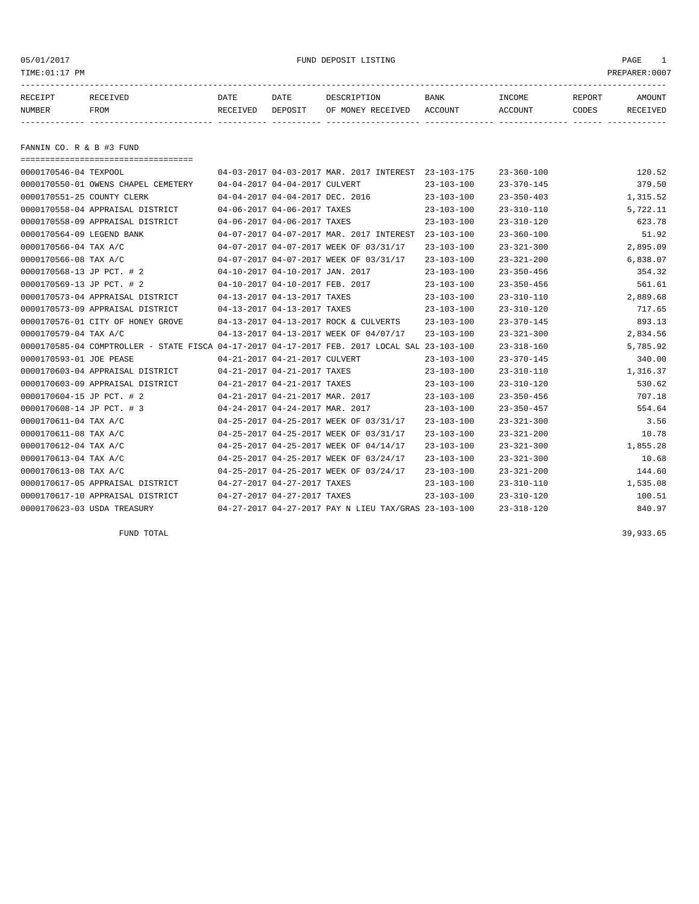05/01/2017 FUND DEPOSIT LISTING

TIME:01:17 PM PREPARER:0007

| RECEIPT NUMBER | RECEIVED FROM | DATE RECEIVED | DATE DEPOSIT | DESCRIPTION OF MONEY RECEIVED | BANK ACCOUNT | INCOME ACCOUNT | REPORT CODES | AMOUNT RECEIVED |
|---|---|---|---|---|---|---|---|---|

## FANNIN CO. R & B #3 FUND

| RECEIPT NUMBER | RECEIVED FROM | DATE RECEIVED | DATE DEPOSIT | DESCRIPTION OF MONEY RECEIVED | BANK ACCOUNT | INCOME ACCOUNT | REPORT CODES | AMOUNT RECEIVED |
|---|---|---|---|---|---|---|---|---|
| 0000170546-04 | TEXPOOL | 04-03-2017 | 04-03-2017 | MAR. 2017 INTEREST | 23-103-175 | 23-360-100 | | 120.52 |
| 0000170550-01 | OWENS CHAPEL CEMETERY | 04-04-2017 | 04-04-2017 | CULVERT | 23-103-100 | 23-370-145 | | 379.50 |
| 0000170551-25 | COUNTY CLERK | 04-04-2017 | 04-04-2017 | DEC. 2016 | 23-103-100 | 23-350-403 | | 1,315.52 |
| 0000170558-04 | APPRAISAL DISTRICT | 04-06-2017 | 04-06-2017 | TAXES | 23-103-100 | 23-310-110 | | 5,722.11 |
| 0000170558-09 | APPRAISAL DISTRICT | 04-06-2017 | 04-06-2017 | TAXES | 23-103-100 | 23-310-120 | | 623.78 |
| 0000170564-09 | LEGEND BANK | 04-07-2017 | 04-07-2017 | MAR. 2017 INTEREST | 23-103-100 | 23-360-100 | | 51.92 |
| 0000170566-04 | TAX A/C | 04-07-2017 | 04-07-2017 | WEEK OF 03/31/17 | 23-103-100 | 23-321-300 | | 2,895.09 |
| 0000170566-08 | TAX A/C | 04-07-2017 | 04-07-2017 | WEEK OF 03/31/17 | 23-103-100 | 23-321-200 | | 6,838.07 |
| 0000170568-13 | JP PCT. # 2 | 04-10-2017 | 04-10-2017 | JAN. 2017 | 23-103-100 | 23-350-456 | | 354.32 |
| 0000170569-13 | JP PCT. # 2 | 04-10-2017 | 04-10-2017 | FEB. 2017 | 23-103-100 | 23-350-456 | | 561.61 |
| 0000170573-04 | APPRAISAL DISTRICT | 04-13-2017 | 04-13-2017 | TAXES | 23-103-100 | 23-310-110 | | 2,889.68 |
| 0000170573-09 | APPRAISAL DISTRICT | 04-13-2017 | 04-13-2017 | TAXES | 23-103-100 | 23-310-120 | | 717.65 |
| 0000170576-01 | CITY OF HONEY GROVE | 04-13-2017 | 04-13-2017 | ROCK & CULVERTS | 23-103-100 | 23-370-145 | | 893.13 |
| 0000170579-04 | TAX A/C | 04-13-2017 | 04-13-2017 | WEEK OF 04/07/17 | 23-103-100 | 23-321-300 | | 2,834.56 |
| 0000170585-04 | COMPTROLLER - STATE FISCA | 04-17-2017 | 04-17-2017 | FEB. 2017 LOCAL SAL | 23-103-100 | 23-318-160 | | 5,785.92 |
| 0000170593-01 | JOE PEASE | 04-21-2017 | 04-21-2017 | CULVERT | 23-103-100 | 23-370-145 | | 340.00 |
| 0000170603-04 | APPRAISAL DISTRICT | 04-21-2017 | 04-21-2017 | TAXES | 23-103-100 | 23-310-110 | | 1,316.37 |
| 0000170603-09 | APPRAISAL DISTRICT | 04-21-2017 | 04-21-2017 | TAXES | 23-103-100 | 23-310-120 | | 530.62 |
| 0000170604-15 | JP PCT. # 2 | 04-21-2017 | 04-21-2017 | MAR. 2017 | 23-103-100 | 23-350-456 | | 707.18 |
| 0000170608-14 | JP PCT. # 3 | 04-24-2017 | 04-24-2017 | MAR. 2017 | 23-103-100 | 23-350-457 | | 554.64 |
| 0000170611-04 | TAX A/C | 04-25-2017 | 04-25-2017 | WEEK OF 03/31/17 | 23-103-100 | 23-321-300 | | 3.56 |
| 0000170611-08 | TAX A/C | 04-25-2017 | 04-25-2017 | WEEK OF 03/31/17 | 23-103-100 | 23-321-200 | | 10.78 |
| 0000170612-04 | TAX A/C | 04-25-2017 | 04-25-2017 | WEEK OF 04/14/17 | 23-103-100 | 23-321-300 | | 1,855.28 |
| 0000170613-04 | TAX A/C | 04-25-2017 | 04-25-2017 | WEEK OF 03/24/17 | 23-103-100 | 23-321-300 | | 10.68 |
| 0000170613-08 | TAX A/C | 04-25-2017 | 04-25-2017 | WEEK OF 03/24/17 | 23-103-100 | 23-321-200 | | 144.60 |
| 0000170617-05 | APPRAISAL DISTRICT | 04-27-2017 | 04-27-2017 | TAXES | 23-103-100 | 23-310-110 | | 1,535.08 |
| 0000170617-10 | APPRAISAL DISTRICT | 04-27-2017 | 04-27-2017 | TAXES | 23-103-100 | 23-310-120 | | 100.51 |
| 0000170623-03 | USDA TREASURY | 04-27-2017 | 04-27-2017 | PAY N LIEU TAX/GRAS | 23-103-100 | 23-318-120 | | 840.97 |
| | FUND TOTAL | | | | | | | 39,933.65 |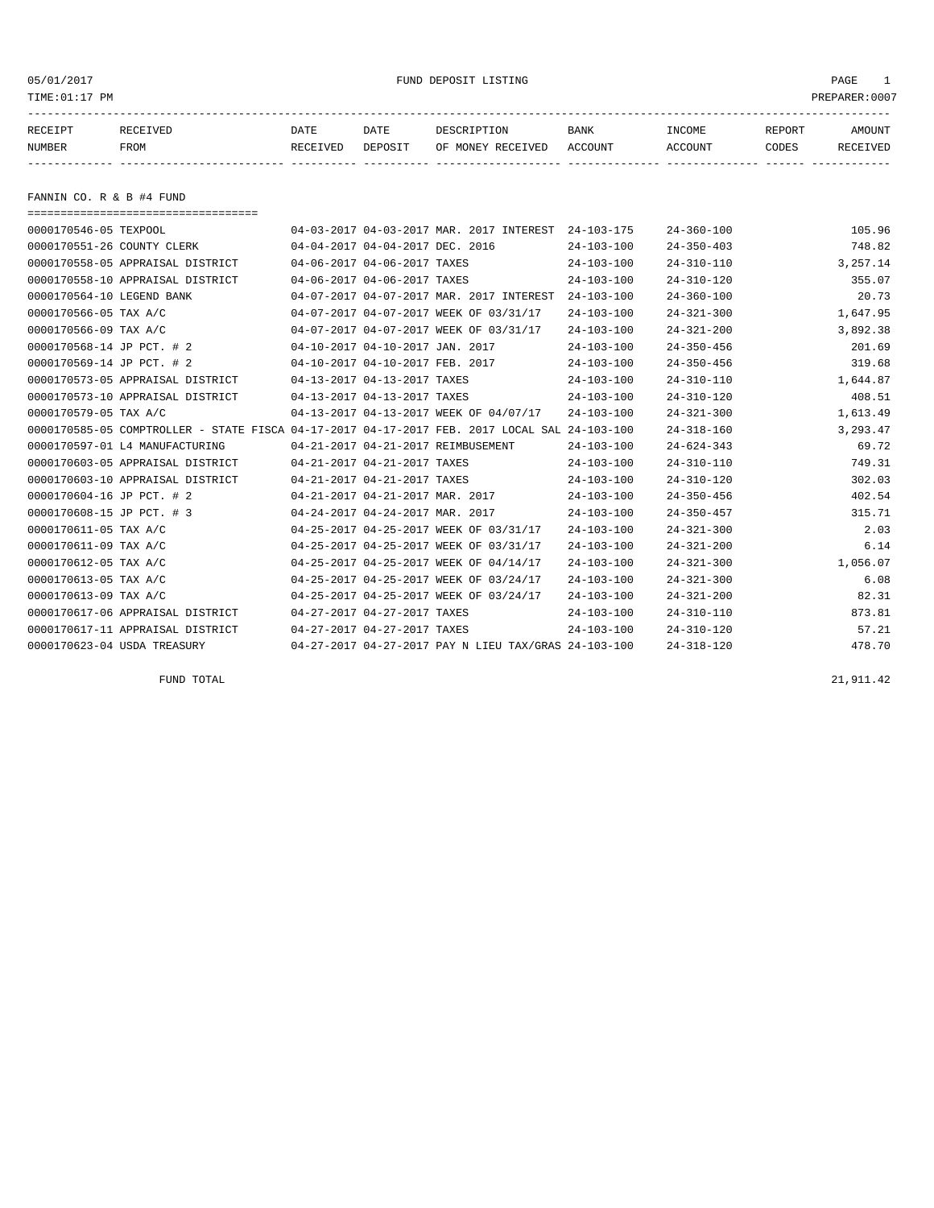FUND DEPOSIT LISTING

05/01/2017
TIME:01:17 PM
PREPARER:0007

| RECEIPT NUMBER | RECEIVED FROM | DATE RECEIVED | DATE DEPOSIT | DESCRIPTION OF MONEY RECEIVED | BANK ACCOUNT | INCOME ACCOUNT | REPORT CODES | AMOUNT RECEIVED |
|---|---|---|---|---|---|---|---|---|
| **FANNIN CO. R & B #4 FUND** | | | | | | | | |
| 0000170546-05 | TEXPOOL | 04-03-2017 | 04-03-2017 | MAR. 2017 INTEREST | 24-103-175 | 24-360-100 | | 105.96 |
| 0000170551-26 | COUNTY CLERK | 04-04-2017 | 04-04-2017 | DEC. 2016 | 24-103-100 | 24-350-403 | | 748.82 |
| 0000170558-05 | APPRAISAL DISTRICT | 04-06-2017 | 04-06-2017 | TAXES | 24-103-100 | 24-310-110 | | 3,257.14 |
| 0000170558-10 | APPRAISAL DISTRICT | 04-06-2017 | 04-06-2017 | TAXES | 24-103-100 | 24-310-120 | | 355.07 |
| 0000170564-10 | LEGEND BANK | 04-07-2017 | 04-07-2017 | MAR. 2017 INTEREST | 24-103-100 | 24-360-100 | | 20.73 |
| 0000170566-05 | TAX A/C | 04-07-2017 | 04-07-2017 | WEEK OF 03/31/17 | 24-103-100 | 24-321-300 | | 1,647.95 |
| 0000170566-09 | TAX A/C | 04-07-2017 | 04-07-2017 | WEEK OF 03/31/17 | 24-103-100 | 24-321-200 | | 3,892.38 |
| 0000170568-14 | JP PCT. # 2 | 04-10-2017 | 04-10-2017 | JAN. 2017 | 24-103-100 | 24-350-456 | | 201.69 |
| 0000170569-14 | JP PCT. # 2 | 04-10-2017 | 04-10-2017 | FEB. 2017 | 24-103-100 | 24-350-456 | | 319.68 |
| 0000170573-05 | APPRAISAL DISTRICT | 04-13-2017 | 04-13-2017 | TAXES | 24-103-100 | 24-310-110 | | 1,644.87 |
| 0000170573-10 | APPRAISAL DISTRICT | 04-13-2017 | 04-13-2017 | TAXES | 24-103-100 | 24-310-120 | | 408.51 |
| 0000170579-05 | TAX A/C | 04-13-2017 | 04-13-2017 | WEEK OF 04/07/17 | 24-103-100 | 24-321-300 | | 1,613.49 |
| 0000170585-05 | COMPTROLLER - STATE FISCA | 04-17-2017 | 04-17-2017 | FEB. 2017 LOCAL SAL | 24-103-100 | 24-318-160 | | 3,293.47 |
| 0000170597-01 | L4 MANUFACTURING | 04-21-2017 | 04-21-2017 | REIMBUSEMENT | 24-103-100 | 24-624-343 | | 69.72 |
| 0000170603-05 | APPRAISAL DISTRICT | 04-21-2017 | 04-21-2017 | TAXES | 24-103-100 | 24-310-110 | | 749.31 |
| 0000170603-10 | APPRAISAL DISTRICT | 04-21-2017 | 04-21-2017 | TAXES | 24-103-100 | 24-310-120 | | 302.03 |
| 0000170604-16 | JP PCT. # 2 | 04-21-2017 | 04-21-2017 | MAR. 2017 | 24-103-100 | 24-350-456 | | 402.54 |
| 0000170608-15 | JP PCT. # 3 | 04-24-2017 | 04-24-2017 | MAR. 2017 | 24-103-100 | 24-350-457 | | 315.71 |
| 0000170611-05 | TAX A/C | 04-25-2017 | 04-25-2017 | WEEK OF 03/31/17 | 24-103-100 | 24-321-300 | | 2.03 |
| 0000170611-09 | TAX A/C | 04-25-2017 | 04-25-2017 | WEEK OF 03/31/17 | 24-103-100 | 24-321-200 | | 6.14 |
| 0000170612-05 | TAX A/C | 04-25-2017 | 04-25-2017 | WEEK OF 04/14/17 | 24-103-100 | 24-321-300 | | 1,056.07 |
| 0000170613-05 | TAX A/C | 04-25-2017 | 04-25-2017 | WEEK OF 03/24/17 | 24-103-100 | 24-321-300 | | 6.08 |
| 0000170613-09 | TAX A/C | 04-25-2017 | 04-25-2017 | WEEK OF 03/24/17 | 24-103-100 | 24-321-200 | | 82.31 |
| 0000170617-06 | APPRAISAL DISTRICT | 04-27-2017 | 04-27-2017 | TAXES | 24-103-100 | 24-310-110 | | 873.81 |
| 0000170617-11 | APPRAISAL DISTRICT | 04-27-2017 | 04-27-2017 | TAXES | 24-103-100 | 24-310-120 | | 57.21 |
| 0000170623-04 | USDA TREASURY | 04-27-2017 | 04-27-2017 | PAY N LIEU TAX/GRAS | 24-103-100 | 24-318-120 | | 478.70 |
| | FUND TOTAL | | | | | | | 21,911.42 |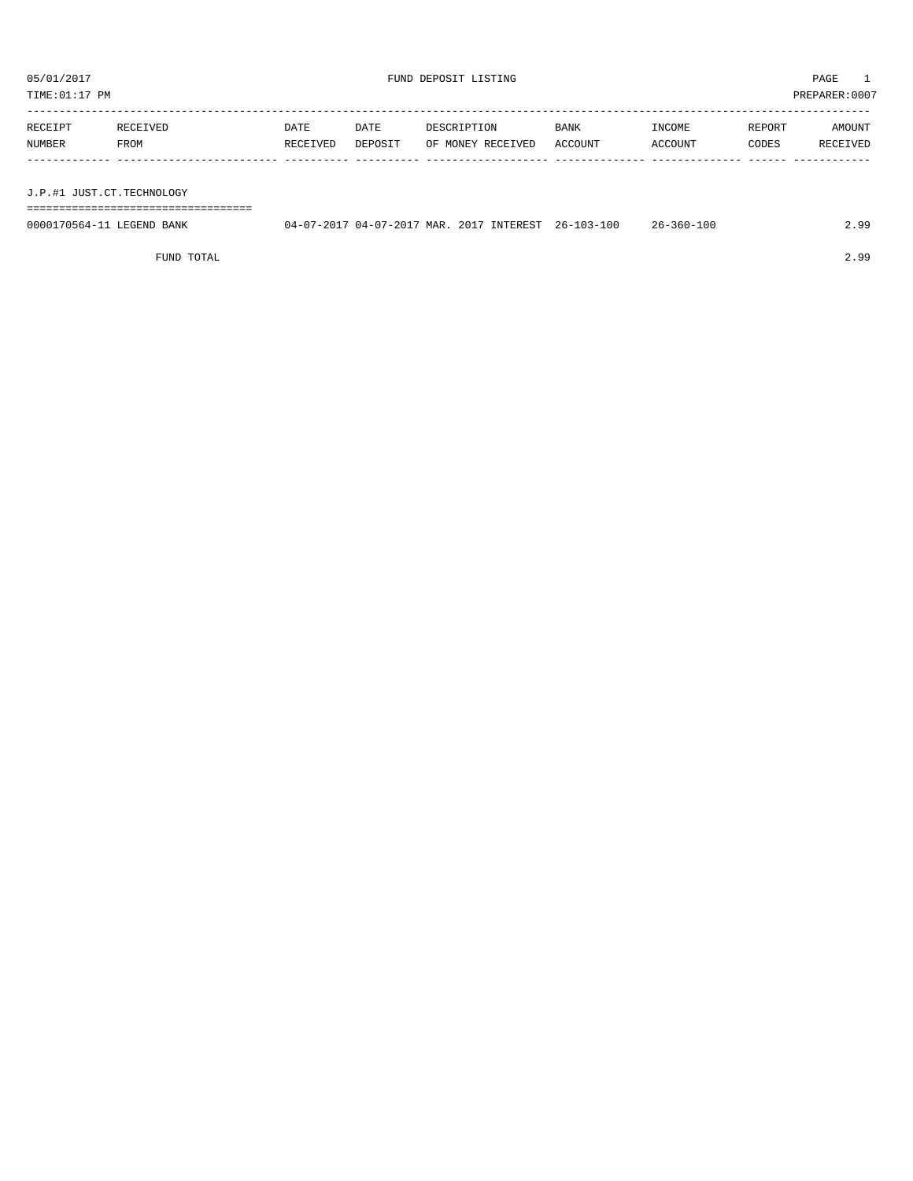05/01/2017 FUND DEPOSIT LISTING

TIME:01:17 PM PREPARER:0007

| RECEIPT NUMBER | RECEIVED FROM | DATE RECEIVED | DATE DEPOSIT | DESCRIPTION OF MONEY RECEIVED | BANK ACCOUNT | INCOME ACCOUNT | REPORT CODES | AMOUNT RECEIVED |
|---|---|---|---|---|---|---|---|---|
| J.P.#1 JUST.CT.TECHNOLOGY | | | | | | | | |
| 0000170564-11 | LEGEND BANK | 04-07-2017 | 04-07-2017 | MAR. 2017 INTEREST | 26-103-100 | 26-360-100 | | 2.99 |
| | FUND TOTAL | | | | | | | 2.99 |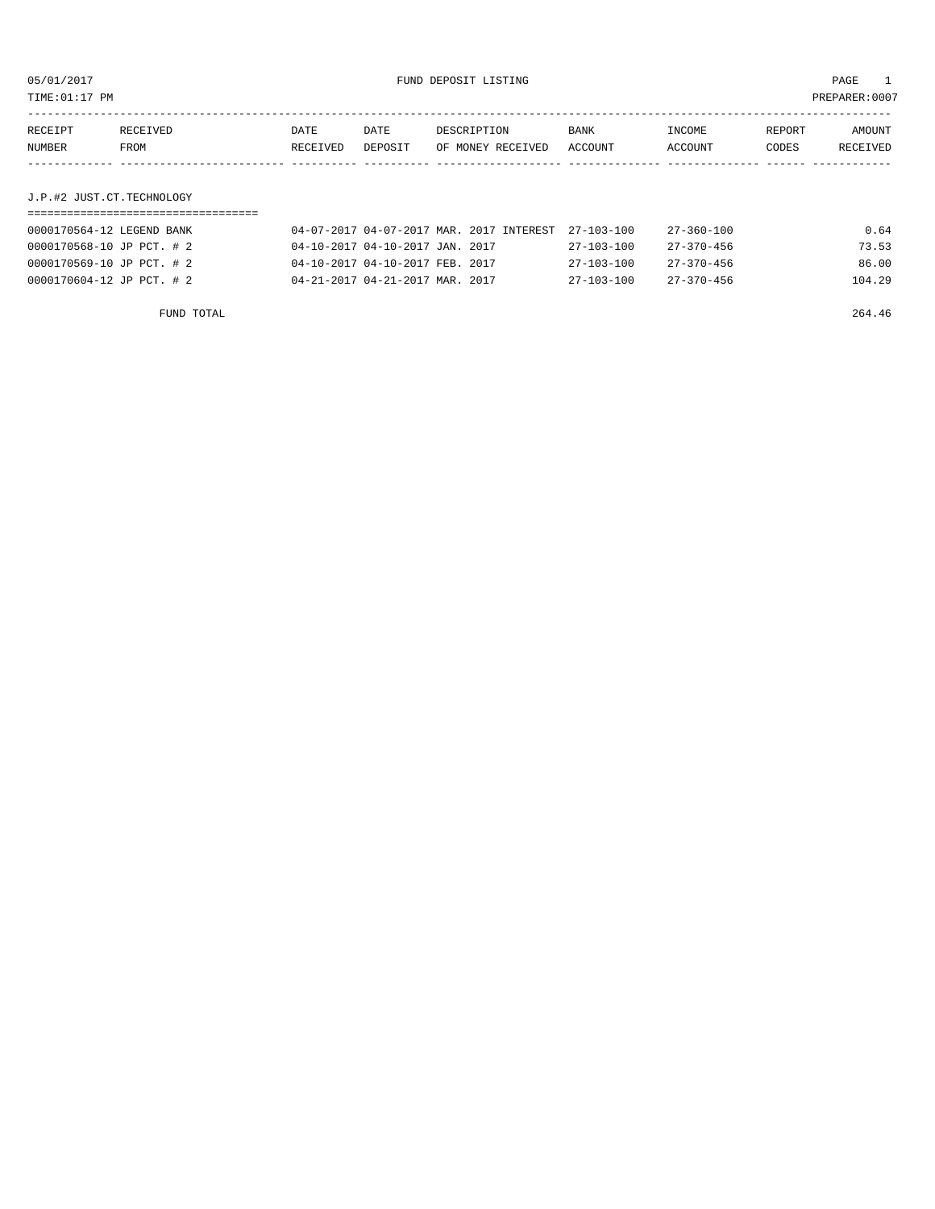05/01/2017 FUND DEPOSIT LISTING

TIME:01:17 PM PREPARER:0007

| RECEIPT NUMBER | RECEIVED FROM | DATE RECEIVED | DATE DEPOSIT | DESCRIPTION OF MONEY RECEIVED | BANK ACCOUNT | INCOME ACCOUNT | REPORT CODES | AMOUNT RECEIVED |
|---|---|---|---|---|---|---|---|---|

## J.P.#2 JUST.CT.TECHNOLOGY

| RECEIPT NUMBER | RECEIVED FROM | DATE RECEIVED | DATE DEPOSIT | DESCRIPTION OF MONEY RECEIVED | BANK ACCOUNT | INCOME ACCOUNT | REPORT CODES | AMOUNT RECEIVED |
|---|---|---|---|---|---|---|---|---|
| 0000170564-12 | LEGEND BANK | 04-07-2017 | 04-07-2017 | MAR. 2017 INTEREST | 27-103-100 | 27-360-100 | | 0.64 |
| 0000170568-10 | JP PCT. # 2 | 04-10-2017 | 04-10-2017 | JAN. 2017 | 27-103-100 | 27-370-456 | | 73.53 |
| 0000170569-10 | JP PCT. # 2 | 04-10-2017 | 04-10-2017 | FEB. 2017 | 27-103-100 | 27-370-456 | | 86.00 |
| 0000170604-12 | JP PCT. # 2 | 04-21-2017 | 04-21-2017 | MAR. 2017 | 27-103-100 | 27-370-456 | | 104.29 |
| | FUND TOTAL | | | | | | | 264.46 |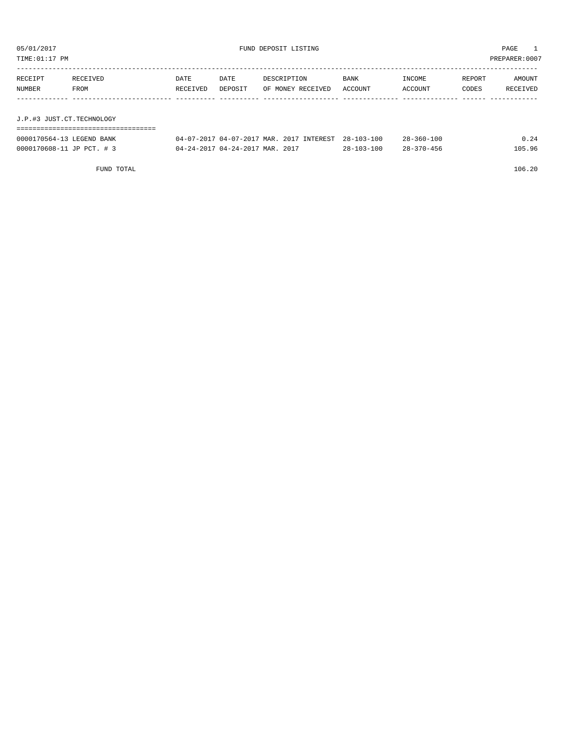05/01/2017 FUND DEPOSIT LISTING

TIME:01:17 PM PREPARER:0007

| RECEIPT NUMBER | RECEIVED FROM | DATE RECEIVED | DATE DEPOSIT | DESCRIPTION OF MONEY RECEIVED | BANK ACCOUNT | INCOME ACCOUNT | REPORT CODES | AMOUNT RECEIVED |
|---|---|---|---|---|---|---|---|---|

## J.P.#3 JUST.CT.TECHNOLOGY

| RECEIPT NUMBER | RECEIVED FROM | DATE RECEIVED | DATE DEPOSIT | DESCRIPTION OF MONEY RECEIVED | BANK ACCOUNT | INCOME ACCOUNT | REPORT CODES | AMOUNT RECEIVED |
|---|---|---|---|---|---|---|---|---|
| 0000170564-13 | LEGEND BANK | 04-07-2017 | 04-07-2017 | MAR. 2017 INTEREST | 28-103-100 | 28-360-100 | | 0.24 |
| 0000170608-11 | JP PCT. # 3 | 04-24-2017 | 04-24-2017 | MAR. 2017 | 28-103-100 | 28-370-456 | | 105.96 |
| | FUND TOTAL | | | | | | | 106.20 |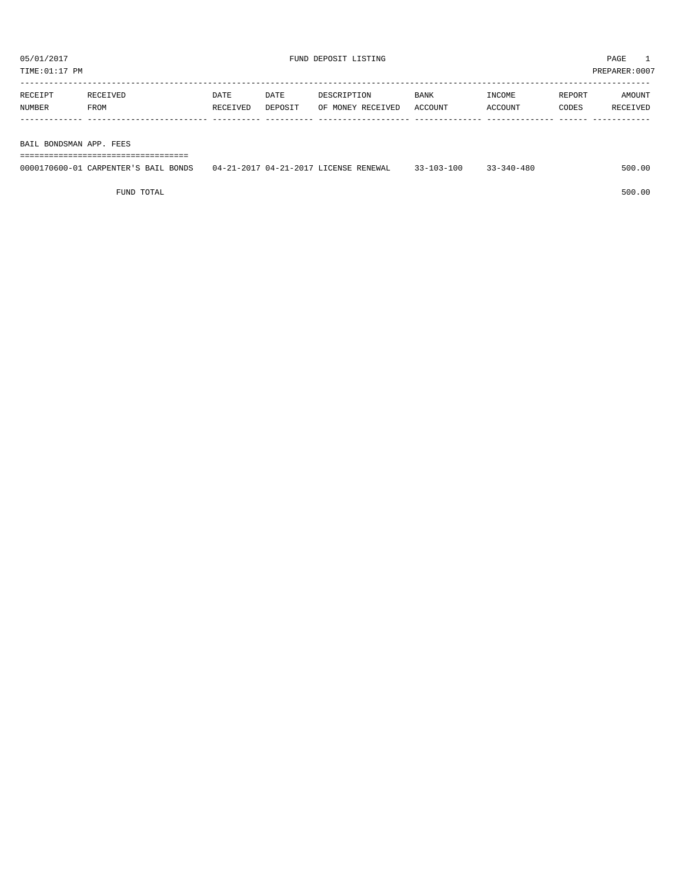05/01/2017 FUND DEPOSIT LISTING

TIME:01:17 PM PREPARER:0007

| RECEIPT NUMBER | RECEIVED FROM | DATE RECEIVED | DATE DEPOSIT | DESCRIPTION OF MONEY RECEIVED | BANK ACCOUNT | INCOME ACCOUNT | REPORT CODES | AMOUNT RECEIVED |
|---|---|---|---|---|---|---|---|---|
| **BAIL BONDSMAN APP. FEES** | | | | | | | | |
| 0000170600-01 | CARPENTER'S BAIL BONDS | 04-21-2017 | 04-21-2017 | LICENSE RENEWAL | 33-103-100 | 33-340-480 | | 500.00 |
| | FUND TOTAL | | | | | | | 500.00 |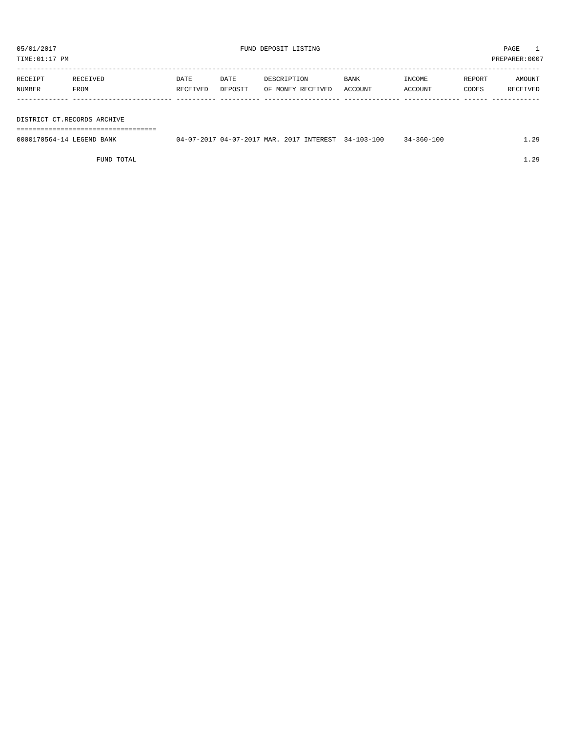05/01/2017 FUND DEPOSIT LISTING PAGE 1

TIME:01:17 PM PREPARER:0007

| RECEIPT NUMBER | RECEIVED FROM | DATE RECEIVED | DATE DEPOSIT | DESCRIPTION OF MONEY RECEIVED | BANK ACCOUNT | INCOME ACCOUNT | REPORT CODES | AMOUNT RECEIVED |
|---|---|---|---|---|---|---|---|---|
| **DISTRICT CT.RECORDS ARCHIVE** | | | | | | | | |
| 0000170564-14 | LEGEND BANK | 04-07-2017 | 04-07-2017 | MAR. 2017 INTEREST | 34-103-100 | 34-360-100 | | 1.29 |
| | FUND TOTAL | | | | | | | 1.29 |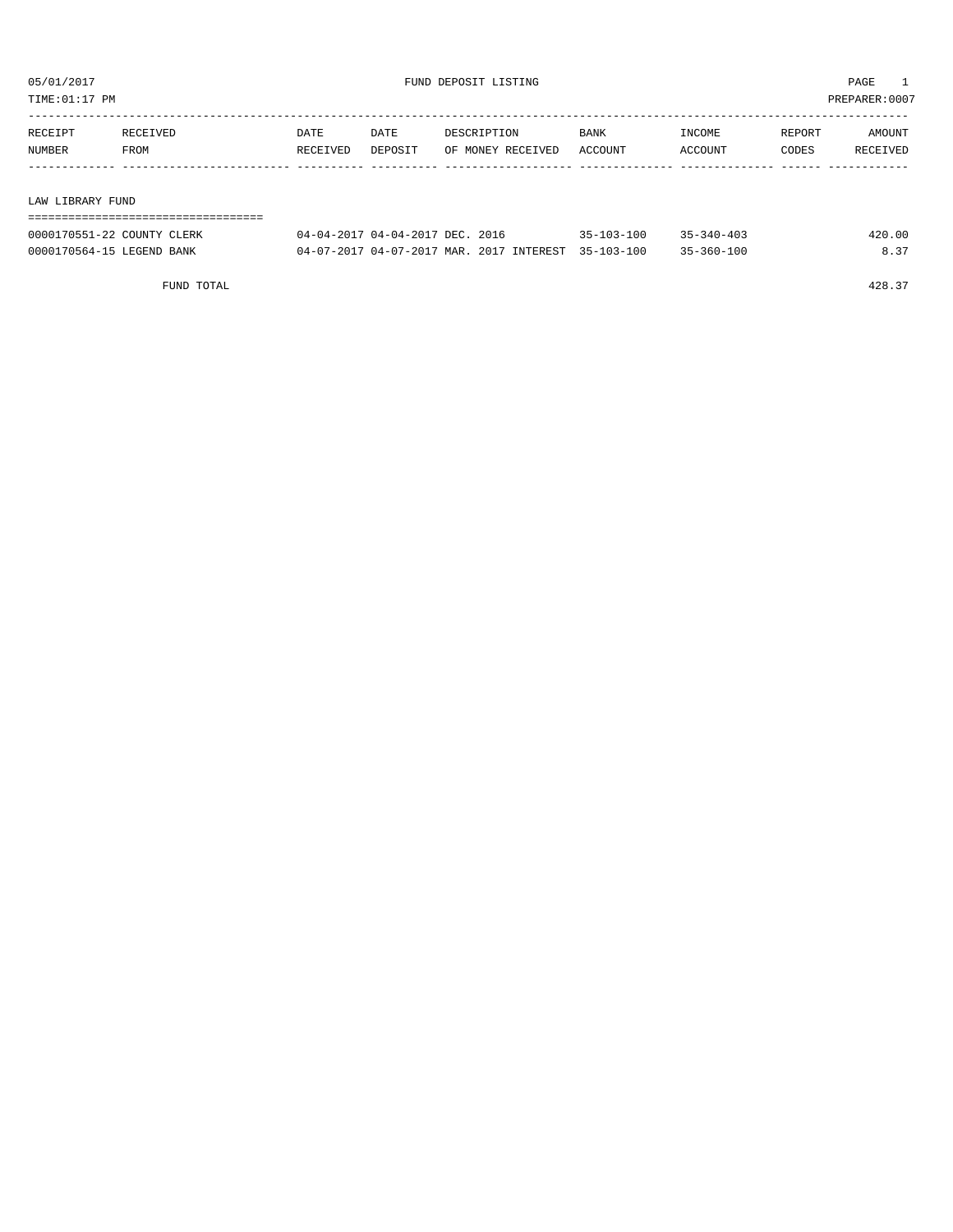05/01/2017 FUND DEPOSIT LISTING

TIME:01:17 PM PREPARER:0007

| RECEIPT NUMBER | RECEIVED FROM | DATE RECEIVED | DATE DEPOSIT | DESCRIPTION OF MONEY RECEIVED | BANK ACCOUNT | INCOME ACCOUNT | REPORT CODES | AMOUNT RECEIVED |
|---|---|---|---|---|---|---|---|---|
| **LAW LIBRARY FUND** | | | | | | | | |
| 0000170551-22 | COUNTY CLERK | 04-04-2017 | 04-04-2017 | DEC. 2016 | 35-103-100 | 35-340-403 | | 420.00 |
| 0000170564-15 | LEGEND BANK | 04-07-2017 | 04-07-2017 | MAR. 2017 INTEREST | 35-103-100 | 35-360-100 | | 8.37 |
| | FUND TOTAL | | | | | | | 428.37 |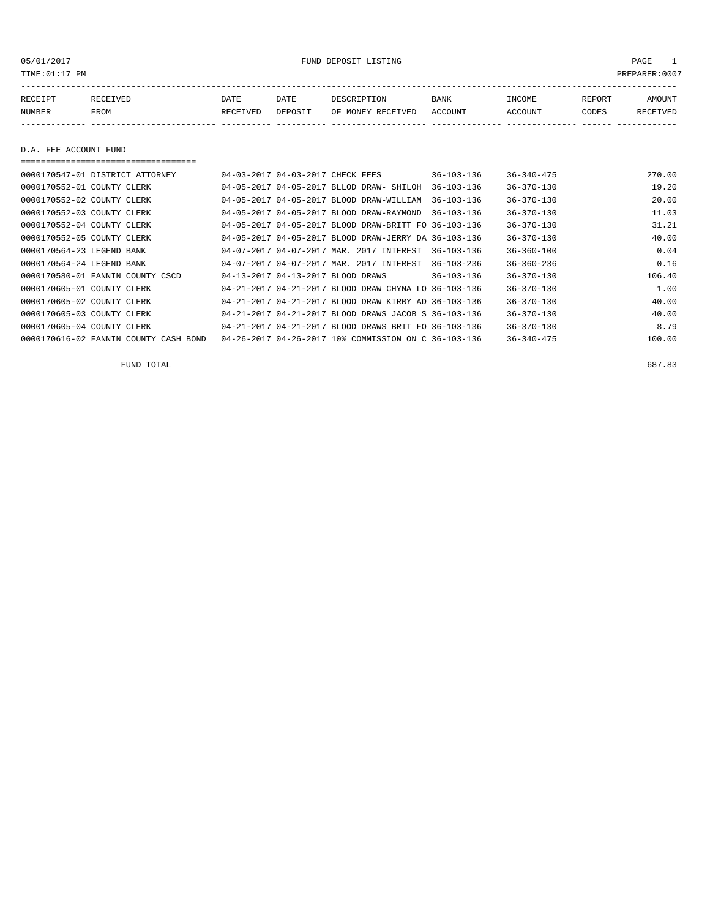05/01/2017 FUND DEPOSIT LISTING PAGE 1

TIME:01:17 PM PREPARER:0007

## D.A. FEE ACCOUNT FUND

| RECEIPT NUMBER | RECEIVED FROM | DATE RECEIVED | DATE DEPOSIT | DESCRIPTION OF MONEY RECEIVED | BANK ACCOUNT | INCOME ACCOUNT | REPORT CODES | AMOUNT RECEIVED |
|---|---|---|---|---|---|---|---|---|
| 0000170547-01 | DISTRICT ATTORNEY | 04-03-2017 | 04-03-2017 | CHECK FEES | 36-103-136 | 36-340-475 | | 270.00 |
| 0000170552-01 | COUNTY CLERK | 04-05-2017 | 04-05-2017 | BLLOD DRAW- SHILOH | 36-103-136 | 36-370-130 | | 19.20 |
| 0000170552-02 | COUNTY CLERK | 04-05-2017 | 04-05-2017 | BLOOD DRAW-WILLIAM | 36-103-136 | 36-370-130 | | 20.00 |
| 0000170552-03 | COUNTY CLERK | 04-05-2017 | 04-05-2017 | BLOOD DRAW-RAYMOND | 36-103-136 | 36-370-130 | | 11.03 |
| 0000170552-04 | COUNTY CLERK | 04-05-2017 | 04-05-2017 | BLOOD DRAW-BRITT FO | 36-103-136 | 36-370-130 | | 31.21 |
| 0000170552-05 | COUNTY CLERK | 04-05-2017 | 04-05-2017 | BLOOD DRAW-JERRY DA | 36-103-136 | 36-370-130 | | 40.00 |
| 0000170564-23 | LEGEND BANK | 04-07-2017 | 04-07-2017 | MAR. 2017 INTEREST | 36-103-136 | 36-360-100 | | 0.04 |
| 0000170564-24 | LEGEND BANK | 04-07-2017 | 04-07-2017 | MAR. 2017 INTEREST | 36-103-236 | 36-360-236 | | 0.16 |
| 0000170580-01 | FANNIN COUNTY CSCD | 04-13-2017 | 04-13-2017 | BLOOD DRAWS | 36-103-136 | 36-370-130 | | 106.40 |
| 0000170605-01 | COUNTY CLERK | 04-21-2017 | 04-21-2017 | BLOOD DRAW CHYNA LO | 36-103-136 | 36-370-130 | | 1.00 |
| 0000170605-02 | COUNTY CLERK | 04-21-2017 | 04-21-2017 | BLOOD DRAW KIRBY AD | 36-103-136 | 36-370-130 | | 40.00 |
| 0000170605-03 | COUNTY CLERK | 04-21-2017 | 04-21-2017 | BLOOD DRAWS JACOB S | 36-103-136 | 36-370-130 | | 40.00 |
| 0000170605-04 | COUNTY CLERK | 04-21-2017 | 04-21-2017 | BLOOD DRAWS BRIT FO | 36-103-136 | 36-370-130 | | 8.79 |
| 0000170616-02 | FANNIN COUNTY CASH BOND | 04-26-2017 | 04-26-2017 | 10% COMMISSION ON C | 36-103-136 | 36-340-475 | | 100.00 |

FUND TOTAL 687.83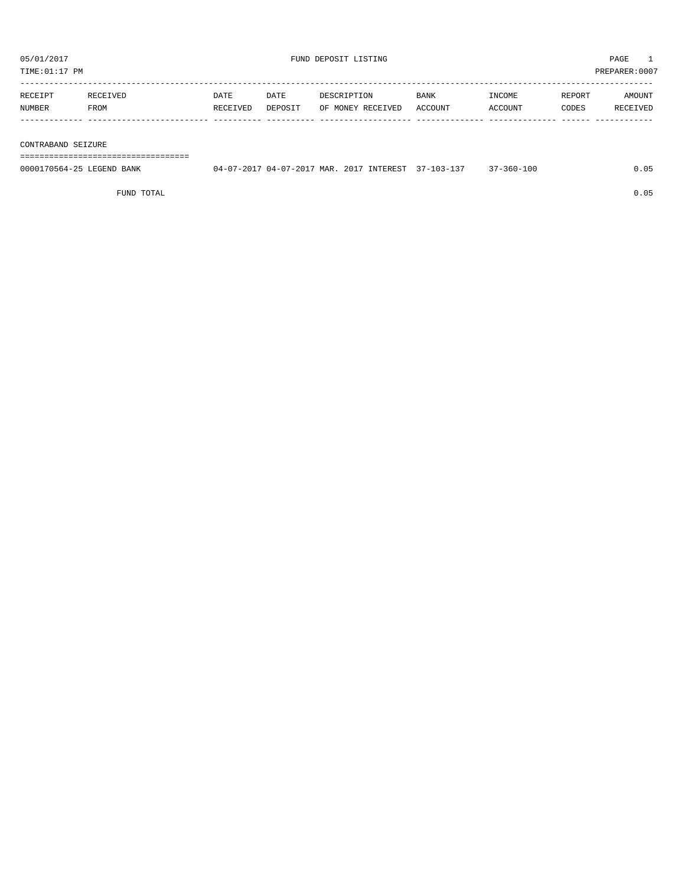05/01/2017 FUND DEPOSIT LISTING PAGE 1
TIME:01:17 PM PREPARER:0007

| RECEIPT NUMBER | RECEIVED FROM | DATE RECEIVED | DATE DEPOSIT | DESCRIPTION OF MONEY RECEIVED | BANK ACCOUNT | INCOME ACCOUNT | REPORT CODES | AMOUNT RECEIVED |
|---|---|---|---|---|---|---|---|---|
| CONTRABAND SEIZURE | | | | | | | | |
| 0000170564-25 | LEGEND BANK | 04-07-2017 | 04-07-2017 | MAR. 2017 INTEREST | 37-103-137 | 37-360-100 | | 0.05 |
| | FUND TOTAL | | | | | | | 0.05 |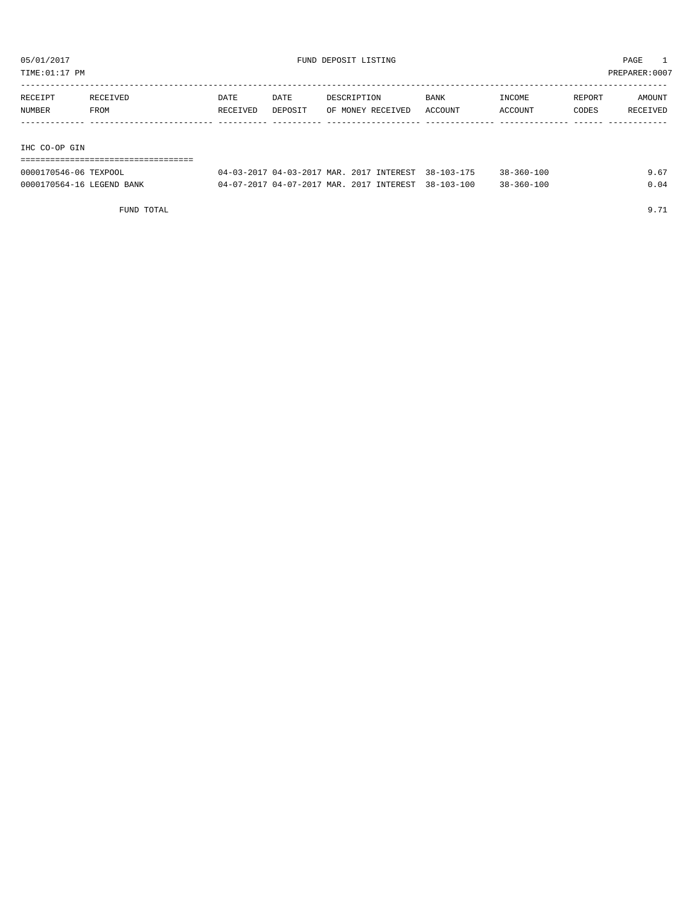05/01/2017 FUND DEPOSIT LISTING PAGE 1

TIME:01:17 PM PREPARER:0007

| RECEIPT NUMBER | RECEIVED FROM | DATE RECEIVED | DATE DEPOSIT | DESCRIPTION OF MONEY RECEIVED | BANK ACCOUNT | INCOME ACCOUNT | REPORT CODES | AMOUNT RECEIVED |
|---|---|---|---|---|---|---|---|---|

## IHC CO-OP GIN

| RECEIPT NUMBER | RECEIVED FROM | DATE RECEIVED | DATE DEPOSIT | DESCRIPTION OF MONEY RECEIVED | BANK ACCOUNT | INCOME ACCOUNT | REPORT CODES | AMOUNT RECEIVED |
|---|---|---|---|---|---|---|---|---|
| 0000170546-06 | TEXPOOL | 04-03-2017 | 04-03-2017 | MAR. 2017 INTEREST | 38-103-175 | 38-360-100 | | 9.67 |
| 0000170564-16 | LEGEND BANK | 04-07-2017 | 04-07-2017 | MAR. 2017 INTEREST | 38-103-100 | 38-360-100 | | 0.04 |
| | FUND TOTAL | | | | | | | 9.71 |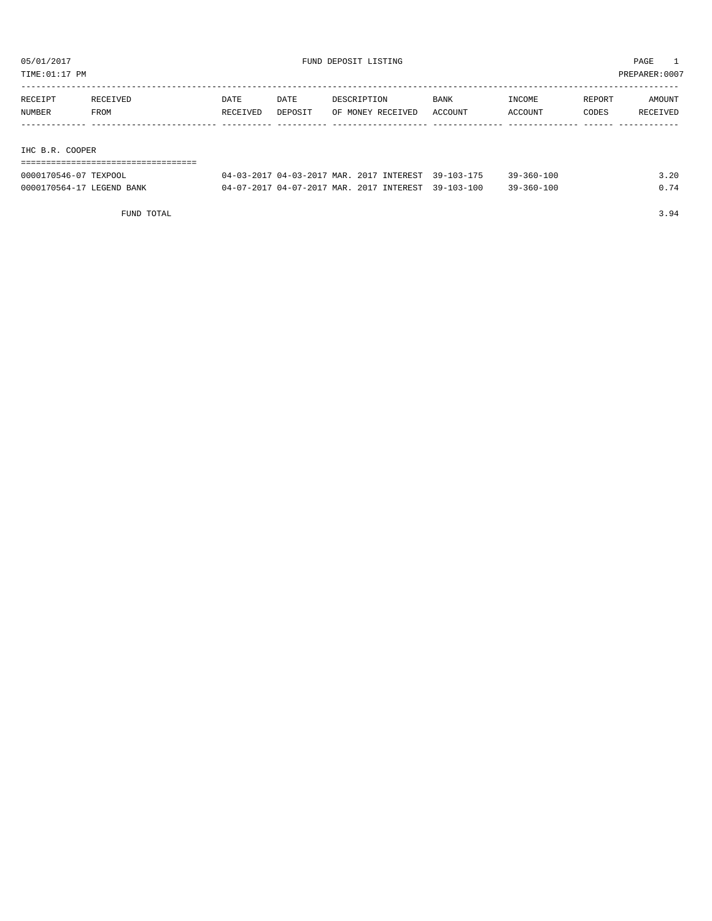05/01/2017 FUND DEPOSIT LISTING PAGE 1

TIME:01:17 PM PREPARER:0007

| RECEIPT NUMBER | RECEIVED FROM | DATE RECEIVED | DATE DEPOSIT | DESCRIPTION OF MONEY RECEIVED | BANK ACCOUNT | INCOME ACCOUNT | REPORT CODES | AMOUNT RECEIVED |
|---|---|---|---|---|---|---|---|---|
| **IHC B.R. COOPER** | | | | | | | | |
| 0000170546-07 | TEXPOOL | 04-03-2017 | 04-03-2017 | MAR. 2017 INTEREST | 39-103-175 | 39-360-100 | | 3.20 |
| 0000170564-17 | LEGEND BANK | 04-07-2017 | 04-07-2017 | MAR. 2017 INTEREST | 39-103-100 | 39-360-100 | | 0.74 |
| | FUND TOTAL | | | | | | | 3.94 |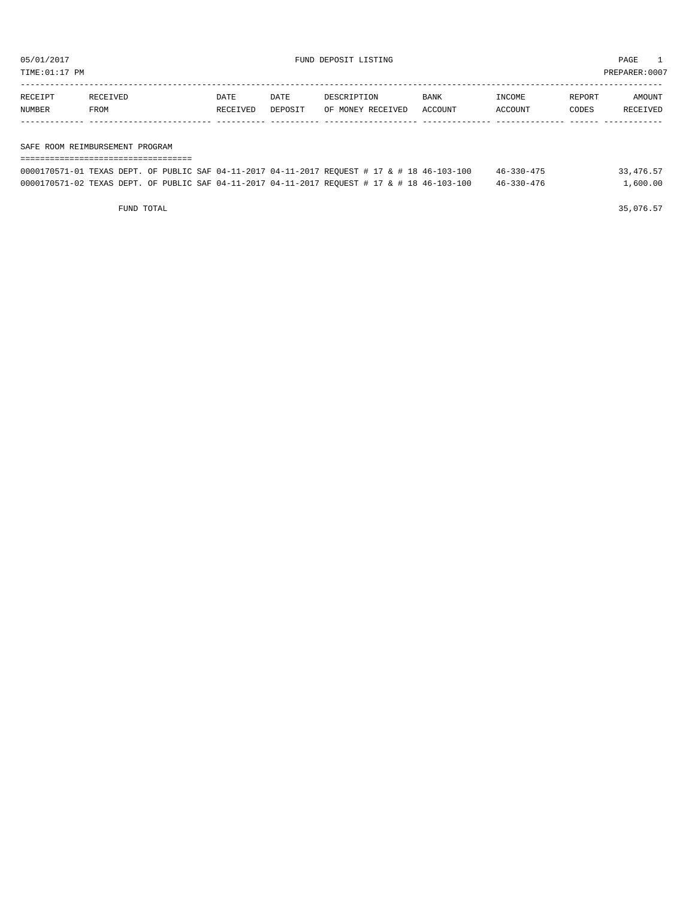05/01/2017 FUND DEPOSIT LISTING PAGE 1

TIME:01:17 PM PREPARER:0007

| RECEIPT NUMBER | RECEIVED FROM | DATE RECEIVED | DATE DEPOSIT | DESCRIPTION OF MONEY RECEIVED | BANK ACCOUNT | INCOME ACCOUNT | REPORT CODES | AMOUNT RECEIVED |
|---|---|---|---|---|---|---|---|---|
| **SAFE ROOM REIMBURSEMENT PROGRAM** | | | | | | | | |
| 0000170571-01 | TEXAS DEPT. OF PUBLIC SAF | 04-11-2017 | 04-11-2017 | REQUEST # 17 & # 18 | 46-103-100 | 46-330-475 | | 33,476.57 |
| 0000170571-02 | TEXAS DEPT. OF PUBLIC SAF | 04-11-2017 | 04-11-2017 | REQUEST # 17 & # 18 | 46-103-100 | 46-330-476 | | 1,600.00 |
| FUND TOTAL | | | | | | | | 35,076.57 |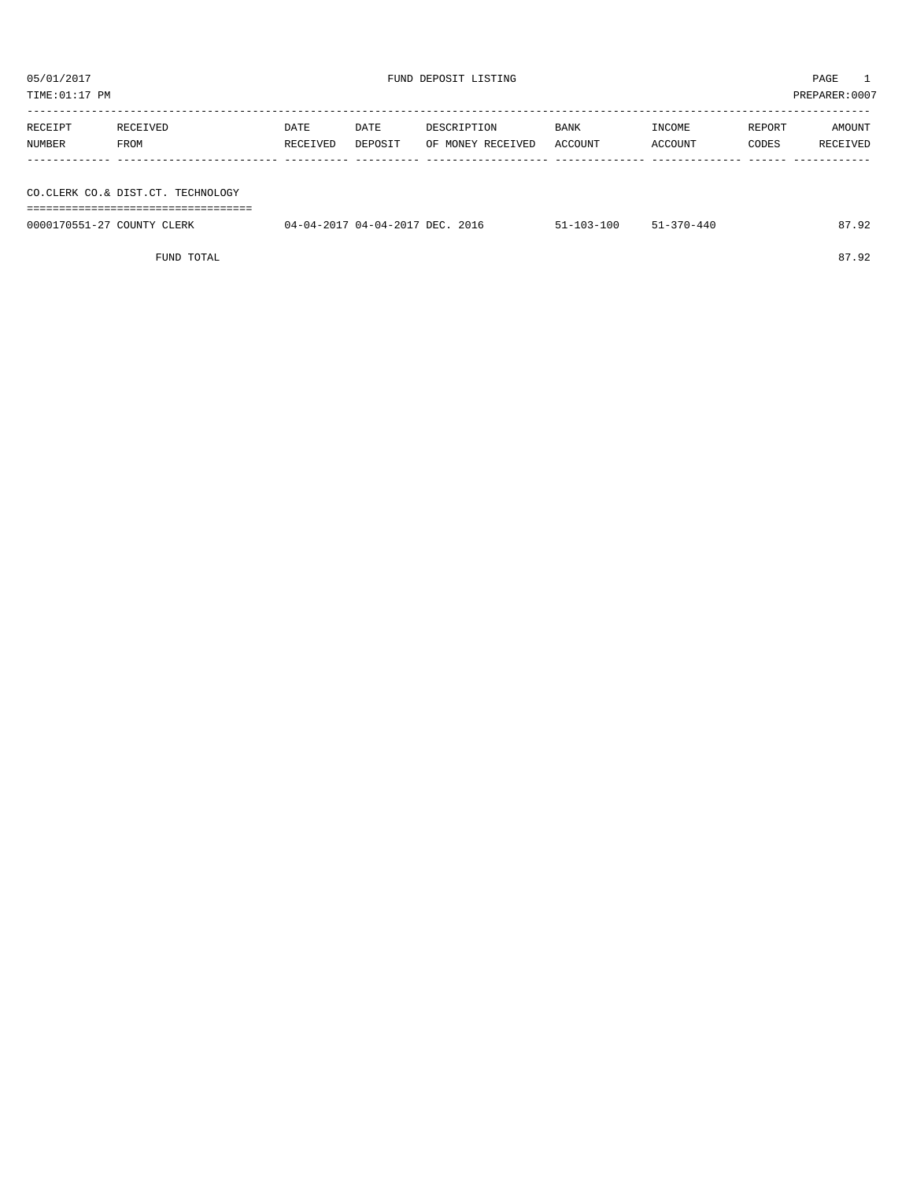05/01/2017 FUND DEPOSIT LISTING PAGE 1

TIME:01:17 PM PREPARER:0007

| RECEIPT NUMBER | RECEIVED FROM | DATE RECEIVED | DATE DEPOSIT | DESCRIPTION OF MONEY RECEIVED | BANK ACCOUNT | INCOME ACCOUNT | REPORT CODES | AMOUNT RECEIVED |
|---|---|---|---|---|---|---|---|---|
| **CO.CLERK CO.& DIST.CT. TECHNOLOGY** | | | | | | | | |
| 0000170551-27 | COUNTY CLERK | 04-04-2017 | 04-04-2017 | DEC. 2016 | 51-103-100 | 51-370-440 | | 87.92 |
| | FUND TOTAL | | | | | | | 87.92 |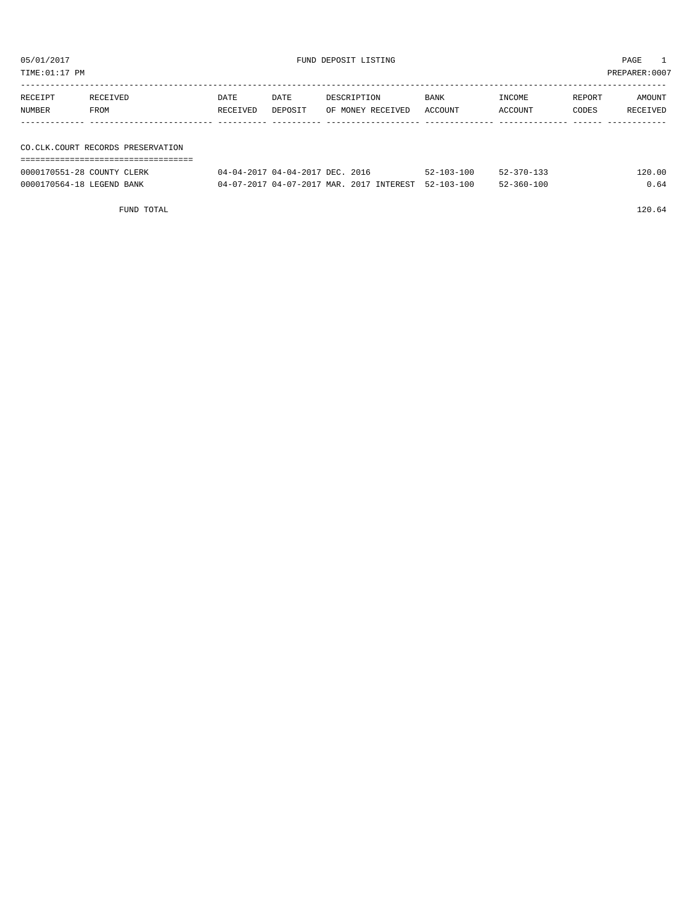05/01/2017 FUND DEPOSIT LISTING PAGE 1

TIME:01:17 PM PREPARER:0007

| RECEIPT NUMBER | RECEIVED FROM | DATE RECEIVED | DATE DEPOSIT | DESCRIPTION OF MONEY RECEIVED | BANK ACCOUNT | INCOME ACCOUNT | REPORT CODES | AMOUNT RECEIVED |
|---|---|---|---|---|---|---|---|---|
| **CO.CLK.COURT RECORDS PRESERVATION** | | | | | | | | |
| 0000170551-28 | COUNTY CLERK | 04-04-2017 | 04-04-2017 | DEC. 2016 | 52-103-100 | 52-370-133 | | 120.00 |
| 0000170564-18 | LEGEND BANK | 04-07-2017 | 04-07-2017 | MAR. 2017 INTEREST | 52-103-100 | 52-360-100 | | 0.64 |
| | FUND TOTAL | | | | | | | 120.64 |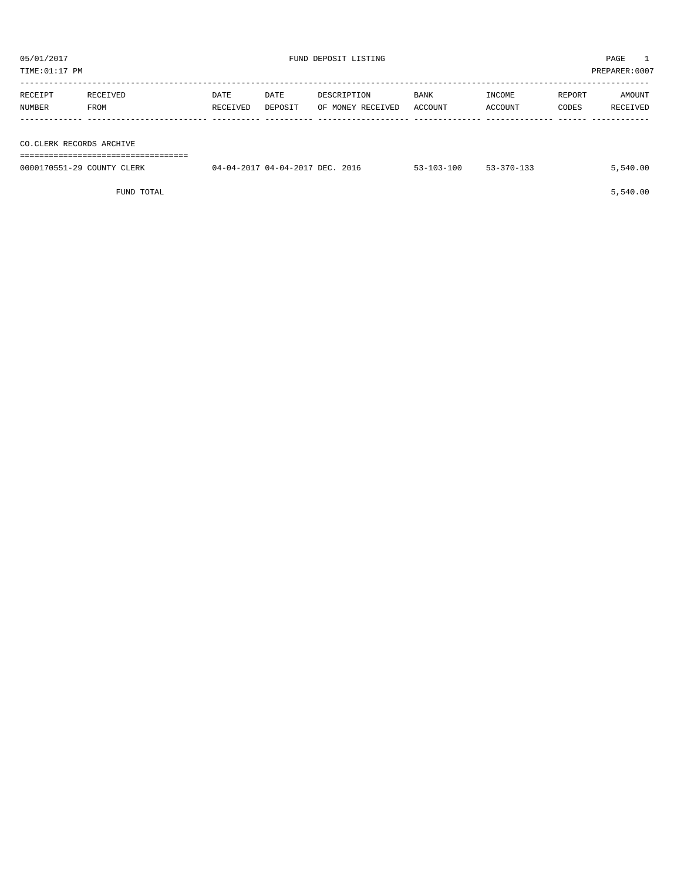05/01/2017 FUND DEPOSIT LISTING PAGE 1

TIME:01:17 PM PREPARER:0007

| RECEIPT NUMBER | RECEIVED FROM | DATE RECEIVED | DATE DEPOSIT | DESCRIPTION OF MONEY RECEIVED | BANK ACCOUNT | INCOME ACCOUNT | REPORT CODES | AMOUNT RECEIVED |
|---|---|---|---|---|---|---|---|---|
| **CO.CLERK RECORDS ARCHIVE** | | | | | | | | |
| 0000170551-29 | COUNTY CLERK | 04-04-2017 | 04-04-2017 | DEC. 2016 | 53-103-100 | 53-370-133 | | 5,540.00 |
| | FUND TOTAL | | | | | | | 5,540.00 |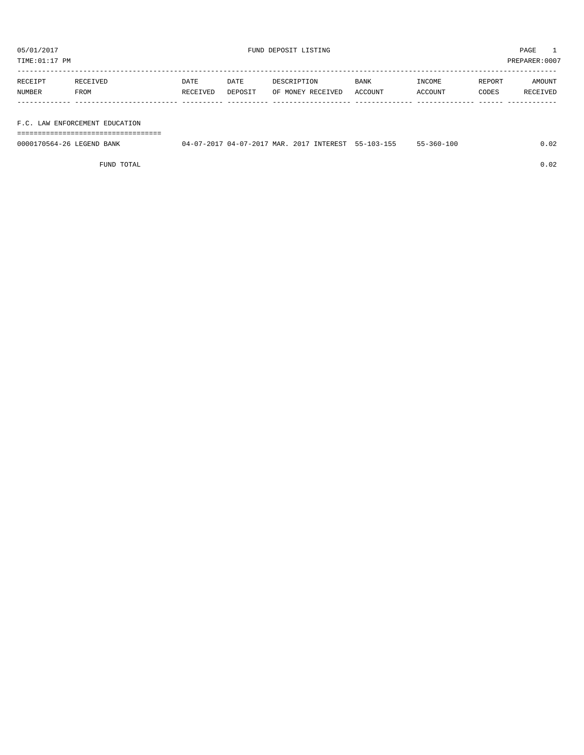05/01/2017 FUND DEPOSIT LISTING PAGE 1

TIME:01:17 PM PREPARER:0007

| RECEIPT NUMBER | RECEIVED FROM | DATE RECEIVED | DATE DEPOSIT | DESCRIPTION OF MONEY RECEIVED | BANK ACCOUNT | INCOME ACCOUNT | REPORT CODES | AMOUNT RECEIVED |
|---|---|---|---|---|---|---|---|---|
| **F.C. LAW ENFORCEMENT EDUCATION** | | | | | | | | |
| 0000170564-26 | LEGEND BANK | 04-07-2017 | 04-07-2017 | MAR. 2017 INTEREST | 55-103-155 | 55-360-100 | | 0.02 |
| | FUND TOTAL | | | | | | | 0.02 |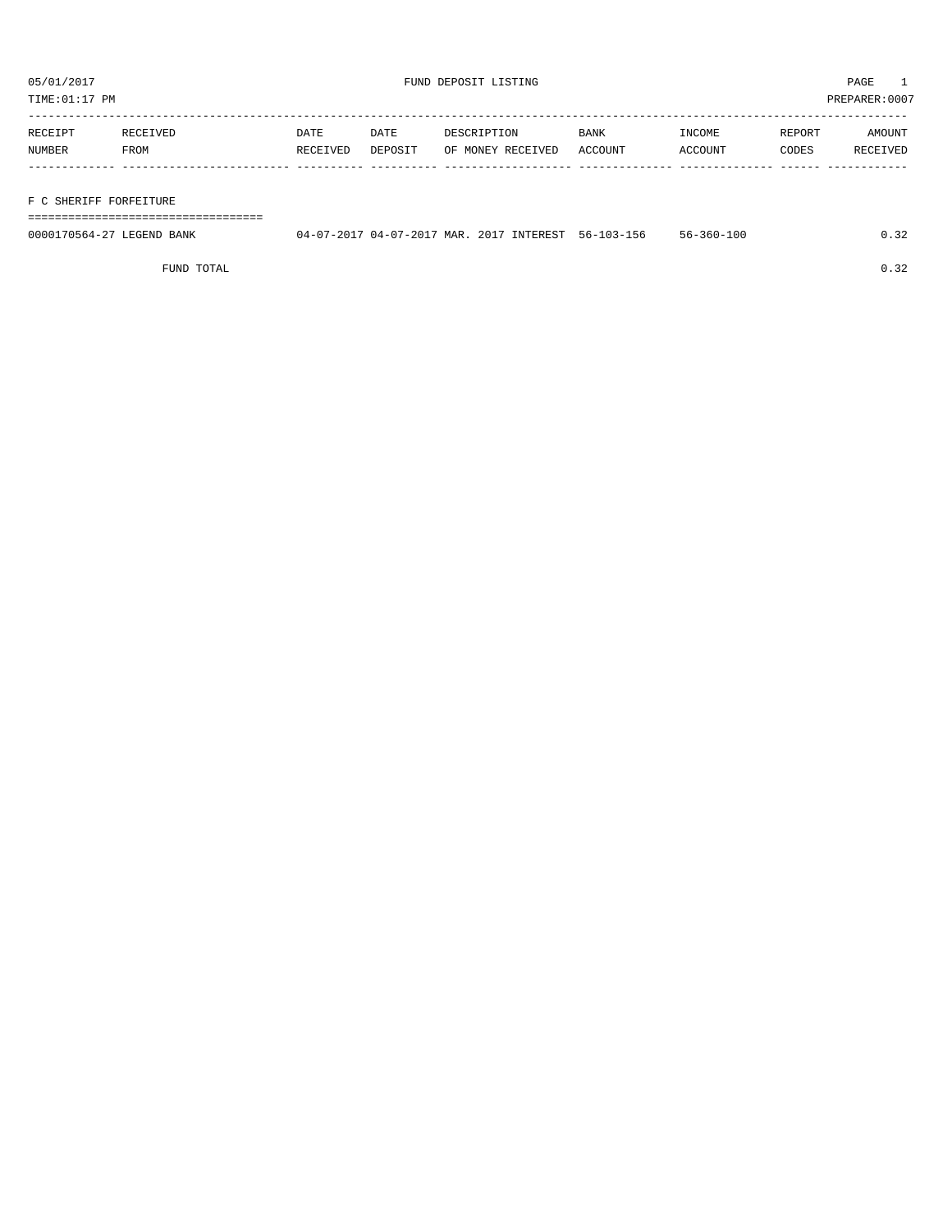05/01/2017 FUND DEPOSIT LISTING

TIME:01:17 PM PREPARER:0007

| RECEIPT NUMBER | RECEIVED FROM | DATE RECEIVED | DATE DEPOSIT | DESCRIPTION OF MONEY RECEIVED | BANK ACCOUNT | INCOME ACCOUNT | REPORT CODES | AMOUNT RECEIVED |
|---|---|---|---|---|---|---|---|---|

## F C SHERIFF FORFEITURE

| RECEIPT NUMBER | RECEIVED FROM | DATE RECEIVED | DATE DEPOSIT | DESCRIPTION OF MONEY RECEIVED | BANK ACCOUNT | INCOME ACCOUNT | REPORT CODES | AMOUNT RECEIVED |
|---|---|---|---|---|---|---|---|---|
| 0000170564-27 | LEGEND BANK | 04-07-2017 | 04-07-2017 | MAR. 2017 INTEREST | 56-103-156 | 56-360-100 | | 0.32 |
| | FUND TOTAL | | | | | | | 0.32 |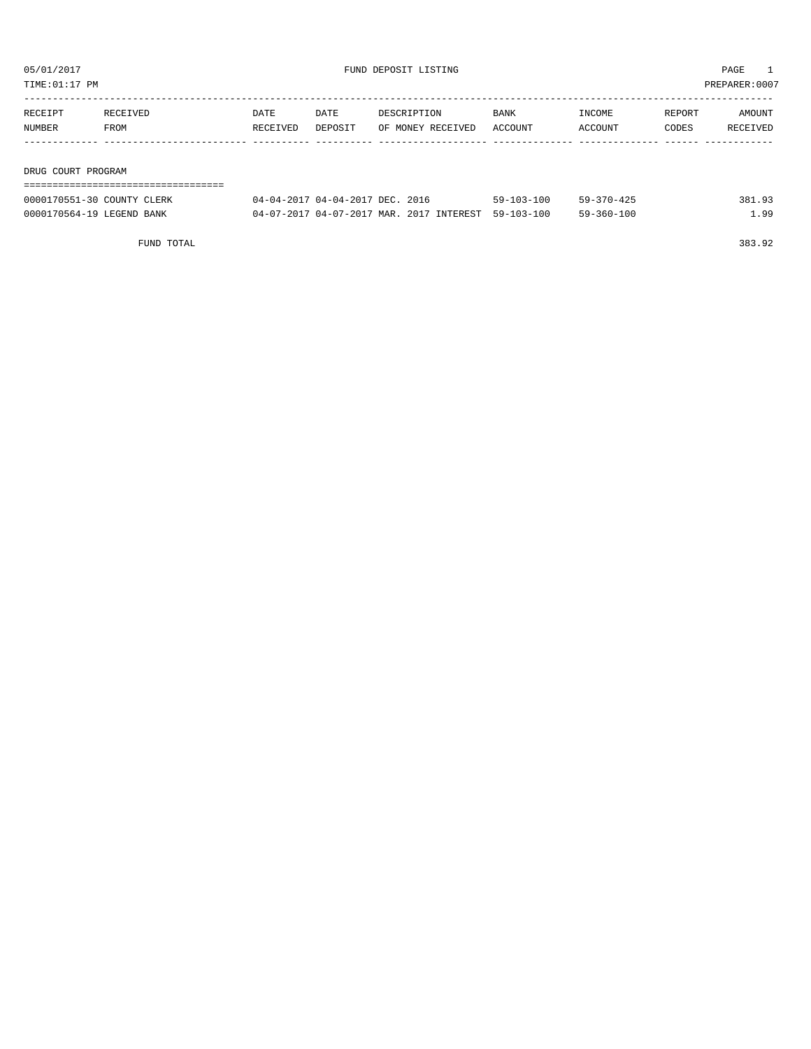05/01/2017 FUND DEPOSIT LISTING

TIME:01:17 PM PREPARER:0007

| RECEIPT NUMBER | RECEIVED FROM | DATE RECEIVED | DATE DEPOSIT | DESCRIPTION OF MONEY RECEIVED | BANK ACCOUNT | INCOME ACCOUNT | REPORT CODES | AMOUNT RECEIVED |
|---|---|---|---|---|---|---|---|---|

## DRUG COURT PROGRAM

| RECEIPT NUMBER | RECEIVED FROM | DATE RECEIVED | DATE DEPOSIT | DESCRIPTION OF MONEY RECEIVED | BANK ACCOUNT | INCOME ACCOUNT | REPORT CODES | AMOUNT RECEIVED |
|---|---|---|---|---|---|---|---|---|
| 0000170551-30 | COUNTY CLERK | 04-04-2017 | 04-04-2017 | DEC. 2016 | 59-103-100 | 59-370-425 | | 381.93 |
| 0000170564-19 | LEGEND BANK | 04-07-2017 | 04-07-2017 | MAR. 2017 INTEREST | 59-103-100 | 59-360-100 | | 1.99 |
| | FUND TOTAL | | | | | | | 383.92 |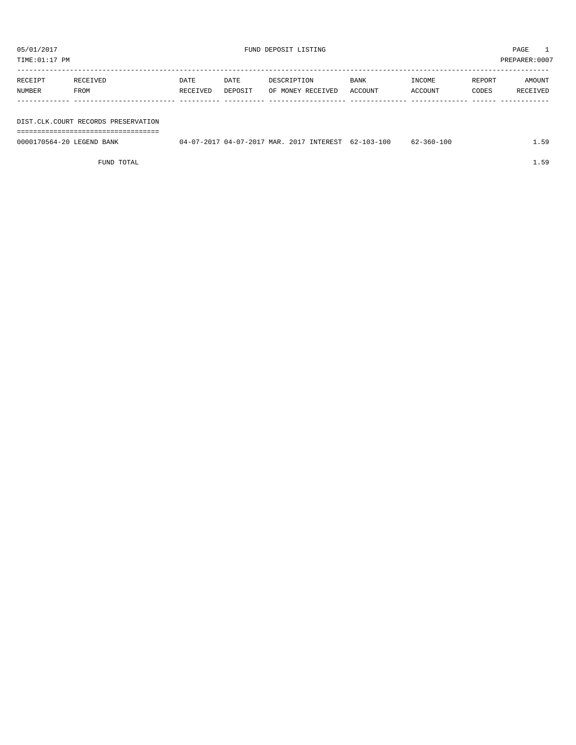05/01/2017 FUND DEPOSIT LISTING PAGE 1

TIME:01:17 PM PREPARER:0007

| RECEIPT NUMBER | RECEIVED FROM | DATE RECEIVED | DATE DEPOSIT | DESCRIPTION OF MONEY RECEIVED | BANK ACCOUNT | INCOME ACCOUNT | REPORT CODES | AMOUNT RECEIVED |
|---|---|---|---|---|---|---|---|---|
| **DIST.CLK.COURT RECORDS PRESERVATION** | | | | | | | | |
| 0000170564-20 | LEGEND BANK | 04-07-2017 | 04-07-2017 | MAR. 2017 INTEREST | 62-103-100 | 62-360-100 | | 1.59 |
| | FUND TOTAL | | | | | | | 1.59 |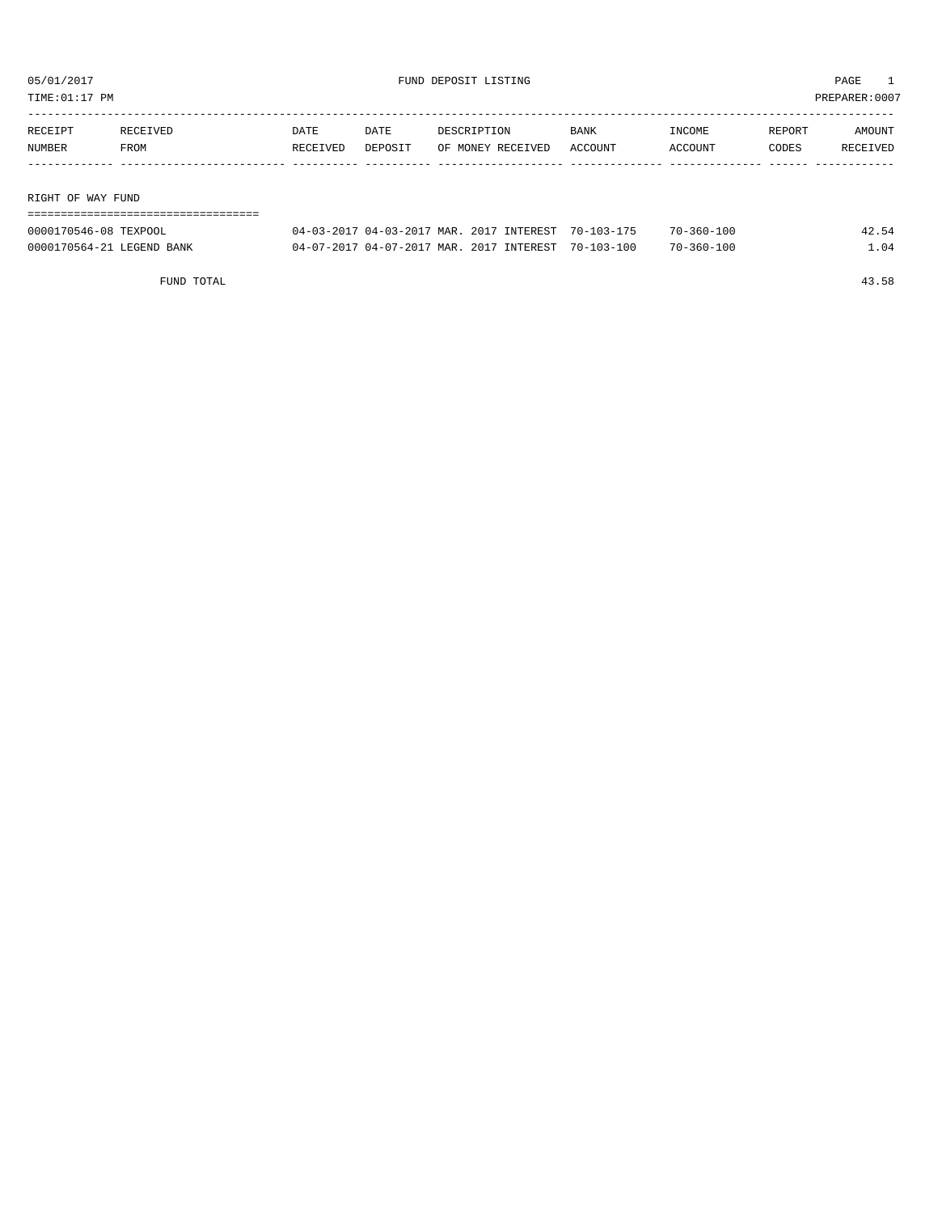05/01/2017 FUND DEPOSIT LISTING

TIME:01:17 PM PREPARER:0007

| RECEIPT NUMBER | RECEIVED FROM | DATE RECEIVED | DATE DEPOSIT | DESCRIPTION OF MONEY RECEIVED | BANK ACCOUNT | INCOME ACCOUNT | REPORT CODES | AMOUNT RECEIVED |
|---|---|---|---|---|---|---|---|---|
| **RIGHT OF WAY FUND** | | | | | | | | |
| 0000170546-08 | TEXPOOL | 04-03-2017 | 04-03-2017 | MAR. 2017 INTEREST | 70-103-175 | 70-360-100 | | 42.54 |
| 0000170564-21 | LEGEND BANK | 04-07-2017 | 04-07-2017 | MAR. 2017 INTEREST | 70-103-100 | 70-360-100 | | 1.04 |
| | FUND TOTAL | | | | | | | 43.58 |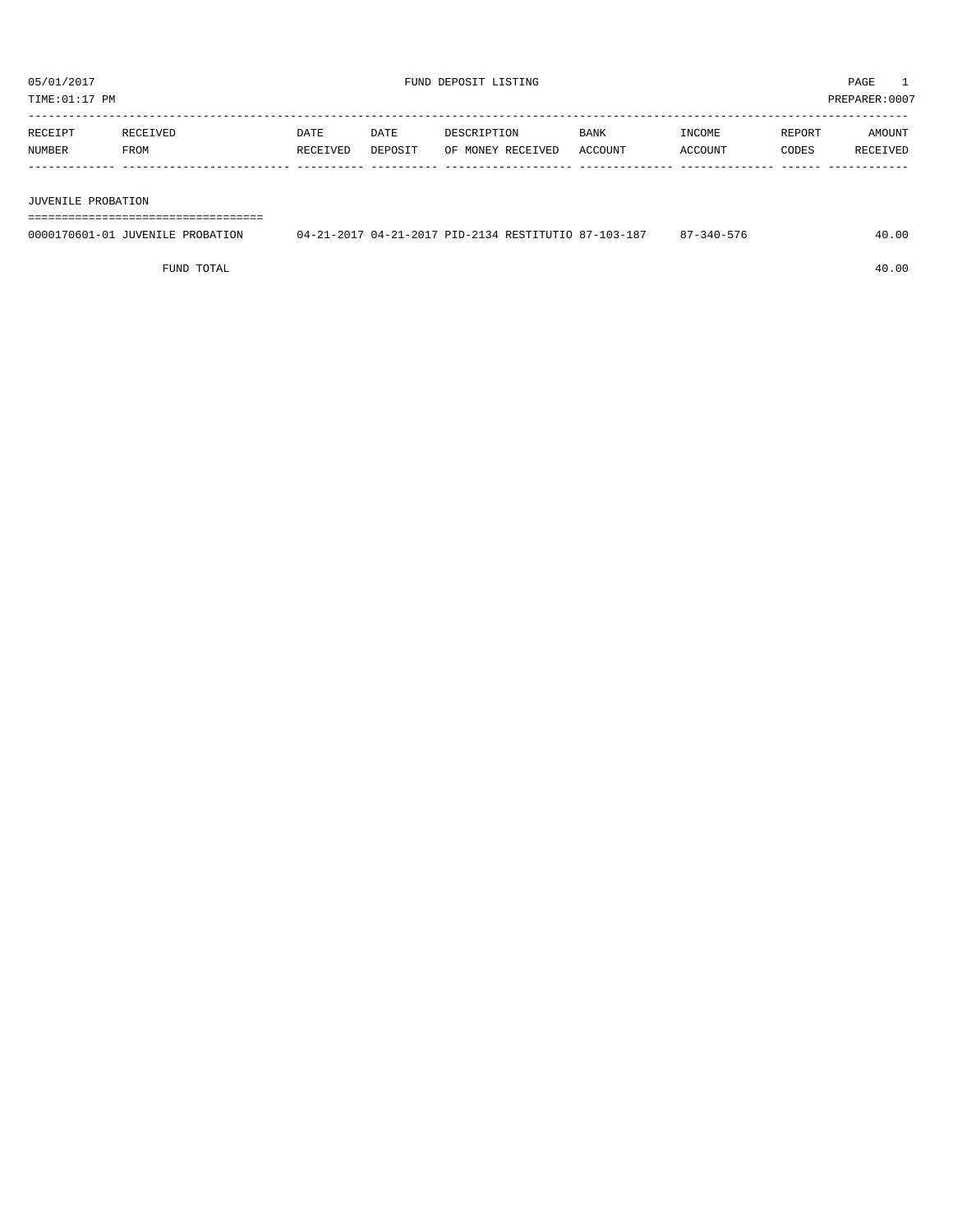05/01/2017 FUND DEPOSIT LISTING

TIME:01:17 PM PREPARER:0007

| RECEIPT NUMBER | RECEIVED FROM | DATE RECEIVED | DATE DEPOSIT | DESCRIPTION OF MONEY RECEIVED | BANK ACCOUNT | INCOME ACCOUNT | REPORT CODES | AMOUNT RECEIVED |
|---|---|---|---|---|---|---|---|---|

## JUVENILE PROBATION

| RECEIPT NUMBER | RECEIVED FROM | DATE RECEIVED | DATE DEPOSIT | DESCRIPTION OF MONEY RECEIVED | BANK ACCOUNT | INCOME ACCOUNT | REPORT CODES | AMOUNT RECEIVED |
|---|---|---|---|---|---|---|---|---|
| 0000170601-01 | JUVENILE PROBATION | 04-21-2017 | 04-21-2017 | PID-2134 RESTITUTIO | 87-103-187 | 87-340-576 | | 40.00 |
| | FUND TOTAL | | | | | | | 40.00 |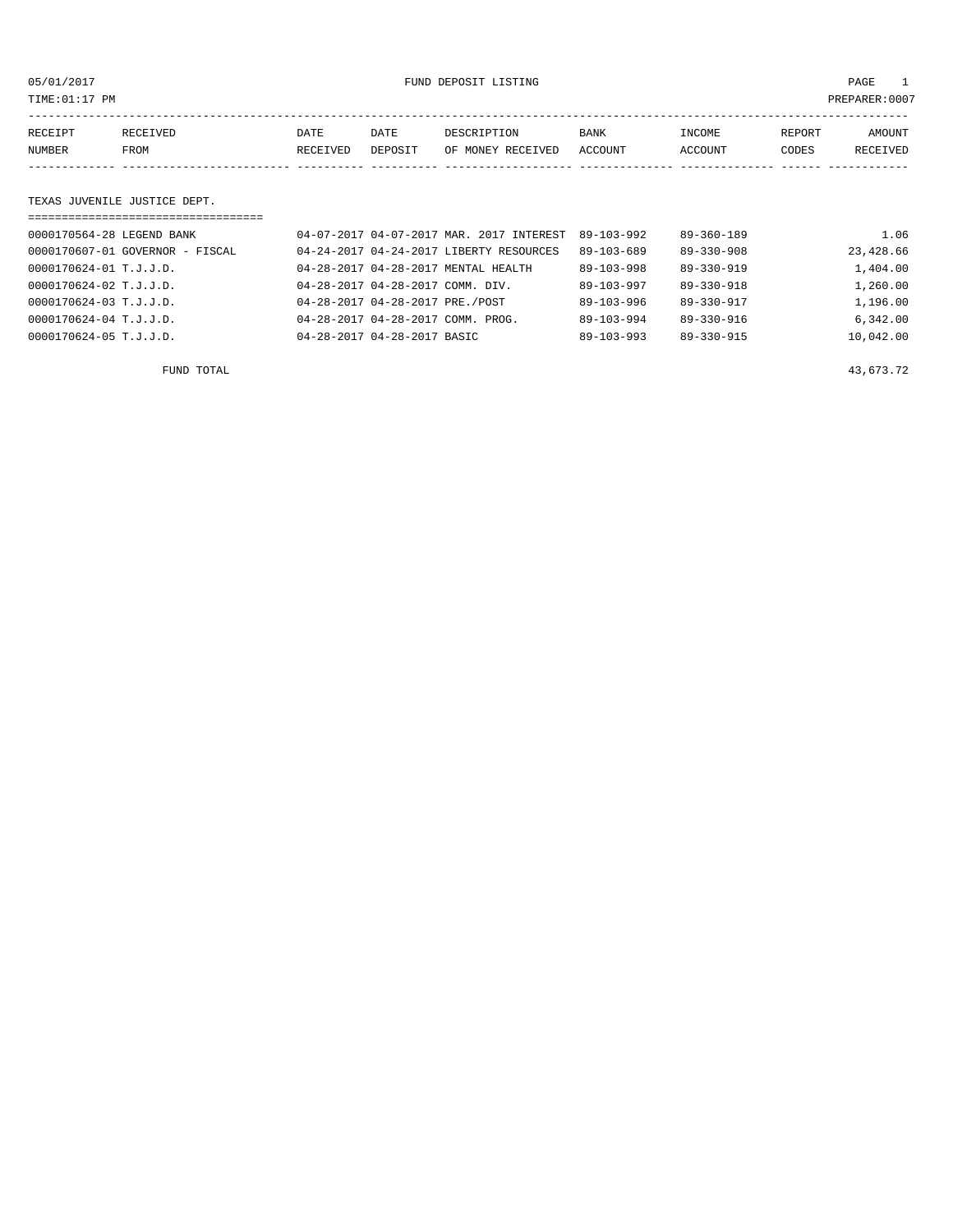05/01/2017 FUND DEPOSIT LISTING PAGE 1

TIME:01:17 PM PREPARER:0007

| RECEIPT NUMBER | RECEIVED FROM | DATE RECEIVED | DATE DEPOSIT | DESCRIPTION OF MONEY RECEIVED | BANK ACCOUNT | INCOME ACCOUNT | REPORT CODES | AMOUNT RECEIVED |
|---|---|---|---|---|---|---|---|---|

## TEXAS JUVENILE JUSTICE DEPT.

| RECEIPT NUMBER | RECEIVED FROM | DATE RECEIVED | DATE DEPOSIT | DESCRIPTION OF MONEY RECEIVED | BANK ACCOUNT | INCOME ACCOUNT | REPORT CODES | AMOUNT RECEIVED |
|---|---|---|---|---|---|---|---|---|
| 0000170564-28 | LEGEND BANK | 04-07-2017 | 04-07-2017 | MAR. 2017 INTEREST | 89-103-992 | 89-360-189 | | 1.06 |
| 0000170607-01 | GOVERNOR - FISCAL | 04-24-2017 | 04-24-2017 | LIBERTY RESOURCES | 89-103-689 | 89-330-908 | | 23,428.66 |
| 0000170624-01 | T.J.J.D. | 04-28-2017 | 04-28-2017 | MENTAL HEALTH | 89-103-998 | 89-330-919 | | 1,404.00 |
| 0000170624-02 | T.J.J.D. | 04-28-2017 | 04-28-2017 | COMM. DIV. | 89-103-997 | 89-330-918 | | 1,260.00 |
| 0000170624-03 | T.J.J.D. | 04-28-2017 | 04-28-2017 | PRE./POST | 89-103-996 | 89-330-917 | | 1,196.00 |
| 0000170624-04 | T.J.J.D. | 04-28-2017 | 04-28-2017 | COMM. PROG. | 89-103-994 | 89-330-916 | | 6,342.00 |
| 0000170624-05 | T.J.J.D. | 04-28-2017 | 04-28-2017 | BASIC | 89-103-993 | 89-330-915 | | 10,042.00 |

FUND TOTAL 43,673.72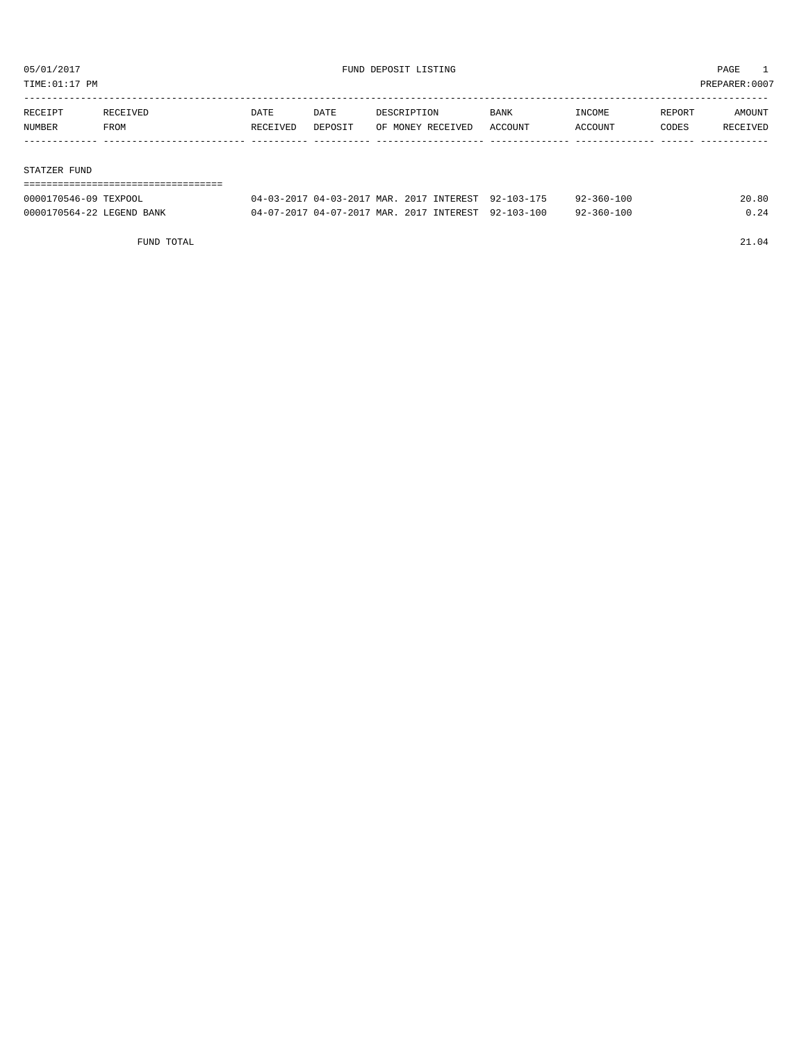05/01/2017 FUND DEPOSIT LISTING PAGE 1

TIME:01:17 PM PREPARER:0007

| RECEIPT NUMBER | RECEIVED FROM | DATE RECEIVED | DATE DEPOSIT | DESCRIPTION OF MONEY RECEIVED | BANK ACCOUNT | INCOME ACCOUNT | REPORT CODES | AMOUNT RECEIVED |
|---|---|---|---|---|---|---|---|---|
| **STATZER FUND** | | | | | | | | |
| 0000170546-09 | TEXPOOL | 04-03-2017 | 04-03-2017 | MAR. 2017 INTEREST | 92-103-175 | 92-360-100 | | 20.80 |
| 0000170564-22 | LEGEND BANK | 04-07-2017 | 04-07-2017 | MAR. 2017 INTEREST | 92-103-100 | 92-360-100 | | 0.24 |
| | FUND TOTAL | | | | | | | 21.04 |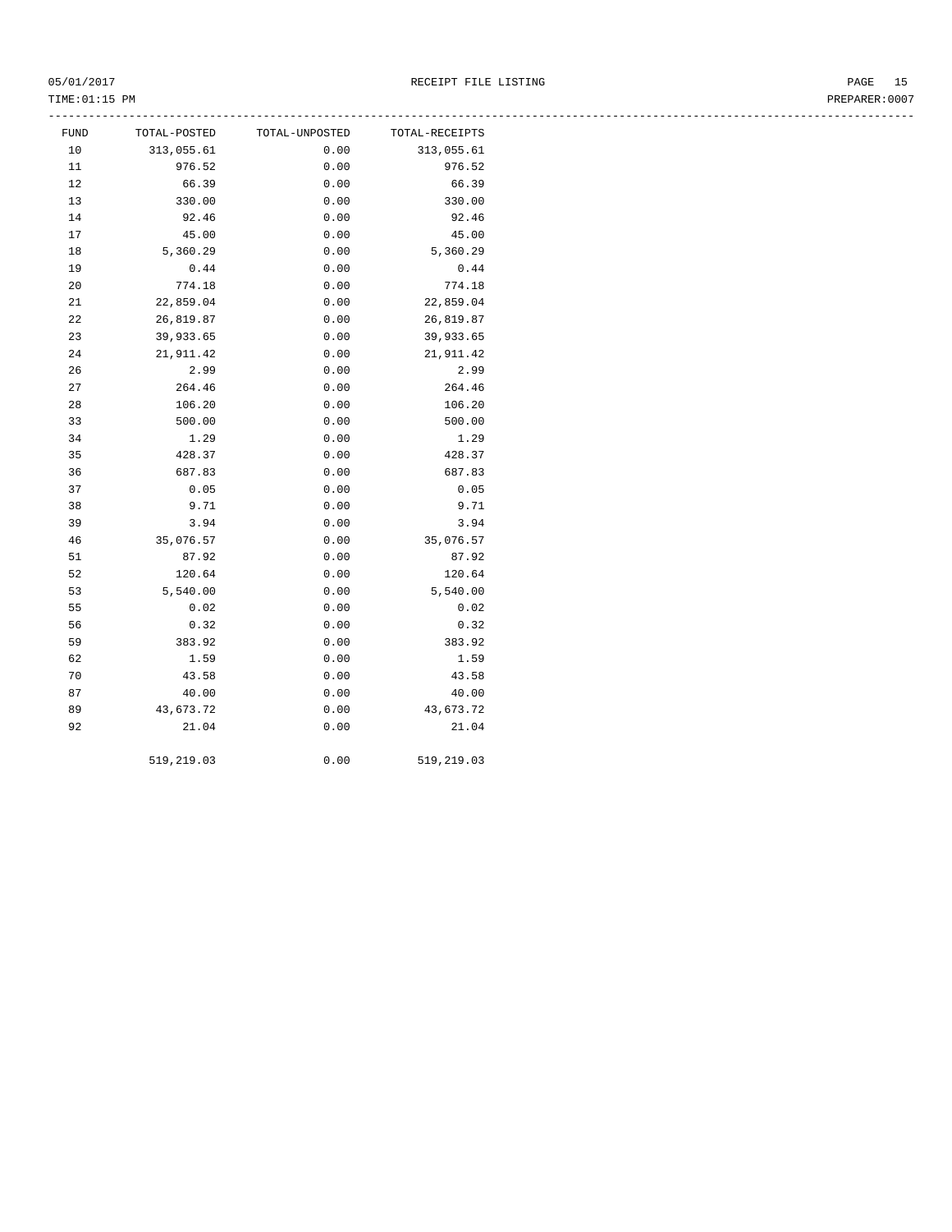RECEIPT FILE LISTING

| FUND | TOTAL-POSTED | TOTAL-UNPOSTED | TOTAL-RECEIPTS |
|---|---|---|---|
| 10 | 313,055.61 | 0.00 | 313,055.61 |
| 11 | 976.52 | 0.00 | 976.52 |
| 12 | 66.39 | 0.00 | 66.39 |
| 13 | 330.00 | 0.00 | 330.00 |
| 14 | 92.46 | 0.00 | 92.46 |
| 17 | 45.00 | 0.00 | 45.00 |
| 18 | 5,360.29 | 0.00 | 5,360.29 |
| 19 | 0.44 | 0.00 | 0.44 |
| 20 | 774.18 | 0.00 | 774.18 |
| 21 | 22,859.04 | 0.00 | 22,859.04 |
| 22 | 26,819.87 | 0.00 | 26,819.87 |
| 23 | 39,933.65 | 0.00 | 39,933.65 |
| 24 | 21,911.42 | 0.00 | 21,911.42 |
| 26 | 2.99 | 0.00 | 2.99 |
| 27 | 264.46 | 0.00 | 264.46 |
| 28 | 106.20 | 0.00 | 106.20 |
| 33 | 500.00 | 0.00 | 500.00 |
| 34 | 1.29 | 0.00 | 1.29 |
| 35 | 428.37 | 0.00 | 428.37 |
| 36 | 687.83 | 0.00 | 687.83 |
| 37 | 0.05 | 0.00 | 0.05 |
| 38 | 9.71 | 0.00 | 9.71 |
| 39 | 3.94 | 0.00 | 3.94 |
| 46 | 35,076.57 | 0.00 | 35,076.57 |
| 51 | 87.92 | 0.00 | 87.92 |
| 52 | 120.64 | 0.00 | 120.64 |
| 53 | 5,540.00 | 0.00 | 5,540.00 |
| 55 | 0.02 | 0.00 | 0.02 |
| 56 | 0.32 | 0.00 | 0.32 |
| 59 | 383.92 | 0.00 | 383.92 |
| 62 | 1.59 | 0.00 | 1.59 |
| 70 | 43.58 | 0.00 | 43.58 |
| 87 | 40.00 | 0.00 | 40.00 |
| 89 | 43,673.72 | 0.00 | 43,673.72 |
| 92 | 21.04 | 0.00 | 21.04 |
| | 519,219.03 | 0.00 | 519,219.03 |